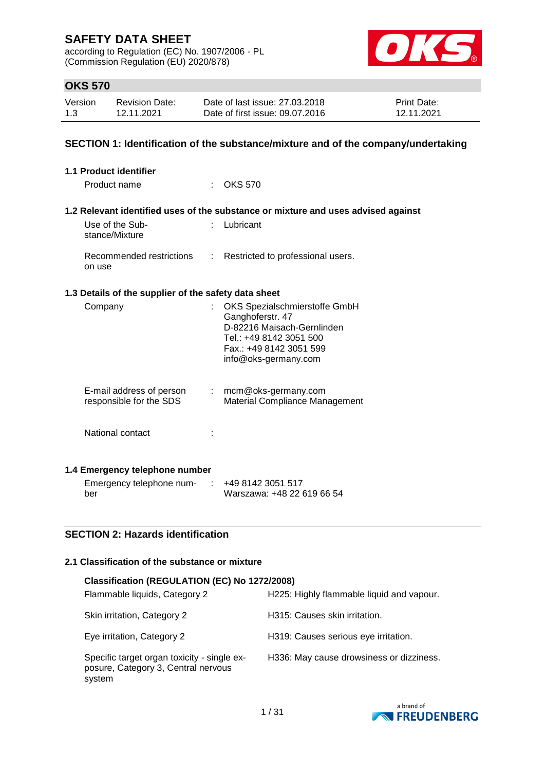# SAFETY DATA SHEET

according to Regulation (EC) No. 1907/2006 - PL
(Commission Regulation (EU) 2020/878)

## OKS 570

| Version | Revision Date: | Date of last issue: 27.03.2018 | Print Date: |
|---|---|---|---|
| 1.3 | 12.11.2021 | Date of first issue: 09.07.2016 | 12.11.2021 |

## SECTION 1: Identification of the substance/mixture and of the company/undertaking

### 1.1 Product identifier

Product name : OKS 570

### 1.2 Relevant identified uses of the substance or mixture and uses advised against

Use of the Substance/Mixture : Lubricant

Recommended restrictions on use : Restricted to professional users.

### 1.3 Details of the supplier of the safety data sheet

Company : OKS Spezialschmierstoffe GmbH
Ganghoferstr. 47
D-82216 Maisach-Gernlinden
Tel.: +49 8142 3051 500
Fax.: +49 8142 3051 599
info@oks-germany.com

E-mail address of person responsible for the SDS : mcm@oks-germany.com
Material Compliance Management

National contact :

### 1.4 Emergency telephone number

Emergency telephone number : +49 8142 3051 517
Warszawa: +48 22 619 66 54

## SECTION 2: Hazards identification

### 2.1 Classification of the substance or mixture

**Classification (REGULATION (EC) No 1272/2008)**

| | |
|---|---|
| Flammable liquids, Category 2 | H225: Highly flammable liquid and vapour. |
| Skin irritation, Category 2 | H315: Causes skin irritation. |
| Eye irritation, Category 2 | H319: Causes serious eye irritation. |
| Specific target organ toxicity - single exposure, Category 3, Central nervous system | H336: May cause drowsiness or dizziness. |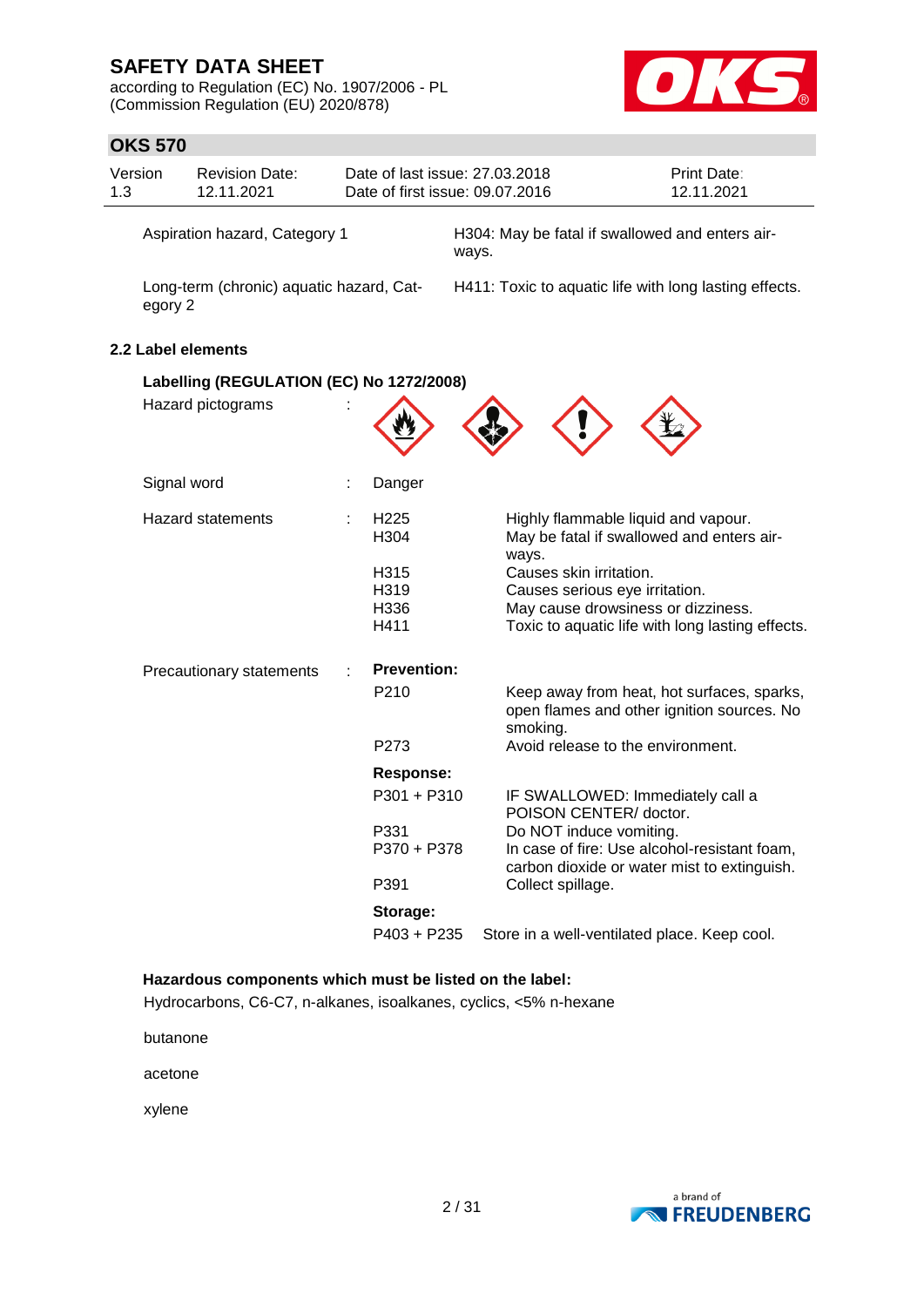| | |
|---|---|
| Aspiration hazard, Category 1 | H304: May be fatal if swallowed and enters airways. |
| Long-term (chronic) aquatic hazard, Category 2 | H411: Toxic to aquatic life with long lasting effects. |

## 2.2 Label elements

### Labelling (REGULATION (EC) No 1272/2008)

Hazard pictograms :

Signal word : Danger

Hazard statements :

| | |
|---|---|
| H225 | Highly flammable liquid and vapour. |
| H304 | May be fatal if swallowed and enters airways. |
| H315 | Causes skin irritation. |
| H319 | Causes serious eye irritation. |
| H336 | May cause drowsiness or dizziness. |
| H411 | Toxic to aquatic life with long lasting effects. |

Precautionary statements :

**Prevention:**

| | |
|---|---|
| P210 | Keep away from heat, hot surfaces, sparks, open flames and other ignition sources. No smoking. |
| P273 | Avoid release to the environment. |

**Response:**

| | |
|---|---|
| P301 + P310 | IF SWALLOWED: Immediately call a POISON CENTER/ doctor. |
| P331 | Do NOT induce vomiting. |
| P370 + P378 | In case of fire: Use alcohol-resistant foam, carbon dioxide or water mist to extinguish. |
| P391 | Collect spillage. |

**Storage:**

| | |
|---|---|
| P403 + P235 | Store in a well-ventilated place. Keep cool. |

**Hazardous components which must be listed on the label:**

Hydrocarbons, C6-C7, n-alkanes, isoalkanes, cyclics, <5% n-hexane

butanone

acetone

xylene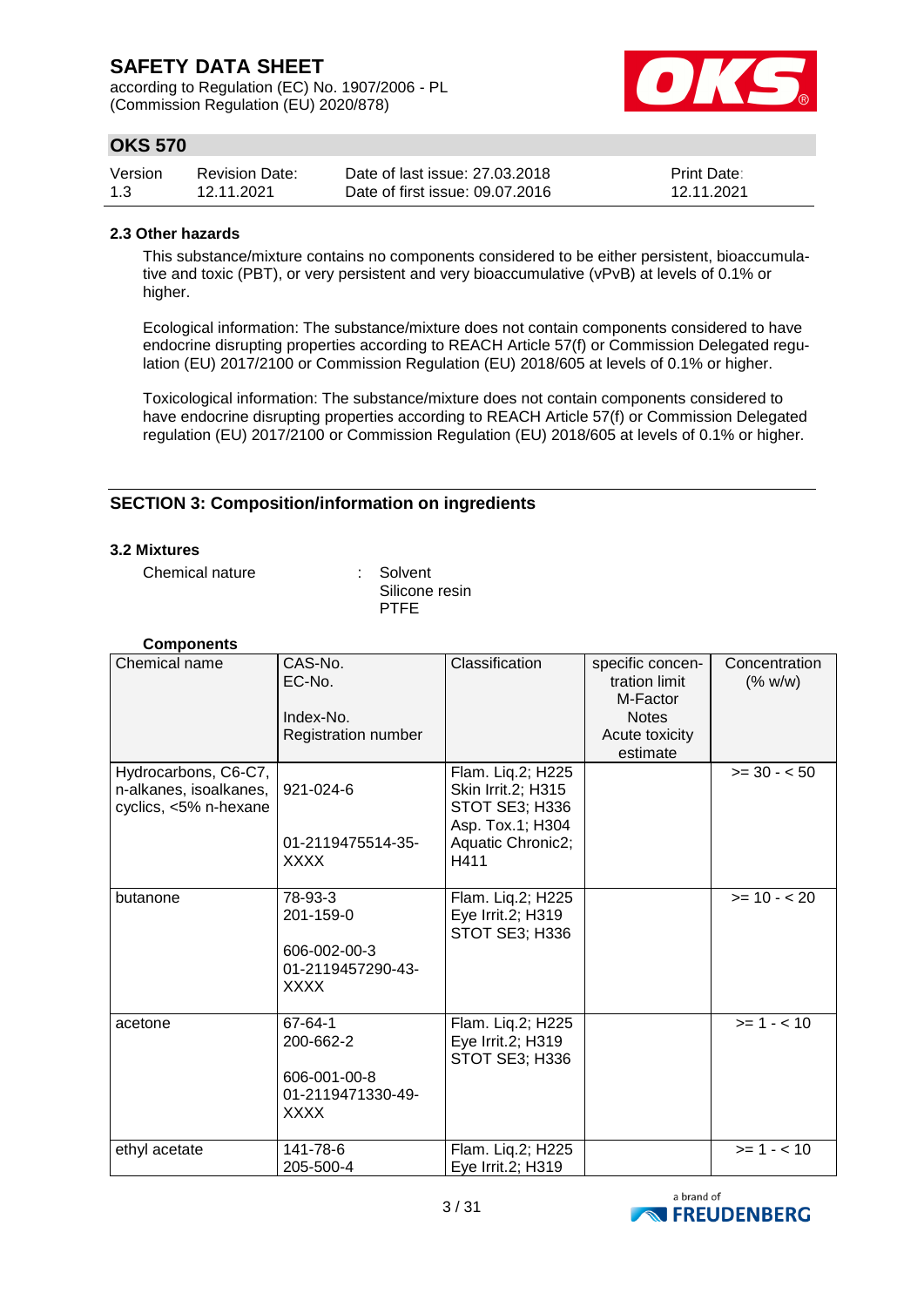### 2.3 Other hazards

This substance/mixture contains no components considered to be either persistent, bioaccumulative and toxic (PBT), or very persistent and very bioaccumulative (vPvB) at levels of 0.1% or higher.

Ecological information: The substance/mixture does not contain components considered to have endocrine disrupting properties according to REACH Article 57(f) or Commission Delegated regulation (EU) 2017/2100 or Commission Regulation (EU) 2018/605 at levels of 0.1% or higher.

Toxicological information: The substance/mixture does not contain components considered to have endocrine disrupting properties according to REACH Article 57(f) or Commission Delegated regulation (EU) 2017/2100 or Commission Regulation (EU) 2018/605 at levels of 0.1% or higher.

## SECTION 3: Composition/information on ingredients

### 3.2 Mixtures

Chemical nature : Solvent
Silicone resin
PTFE

**Components**

| Chemical name | CAS-No.<br>EC-No.<br><br>Index-No.<br>Registration number | Classification | specific concentration limit<br>M-Factor<br>Notes<br>Acute toxicity estimate | Concentration (% w/w) |
|---|---|---|---|---|
| Hydrocarbons, C6-C7, n-alkanes, isoalkanes, cyclics, <5% n-hexane | 921-024-6<br><br>01-2119475514-35-XXXX | Flam. Liq.2; H225<br>Skin Irrit.2; H315<br>STOT SE3; H336<br>Asp. Tox.1; H304<br>Aquatic Chronic2; H411 | | >= 30 - < 50 |
| butanone | 78-93-3<br>201-159-0<br><br>606-002-00-3<br>01-2119457290-43-XXXX | Flam. Liq.2; H225<br>Eye Irrit.2; H319<br>STOT SE3; H336 | | >= 10 - < 20 |
| acetone | 67-64-1<br>200-662-2<br><br>606-001-00-8<br>01-2119471330-49-XXXX | Flam. Liq.2; H225<br>Eye Irrit.2; H319<br>STOT SE3; H336 | | >= 1 - < 10 |
| ethyl acetate | 141-78-6<br>205-500-4 | Flam. Liq.2; H225<br>Eye Irrit.2; H319 | | >= 1 - < 10 |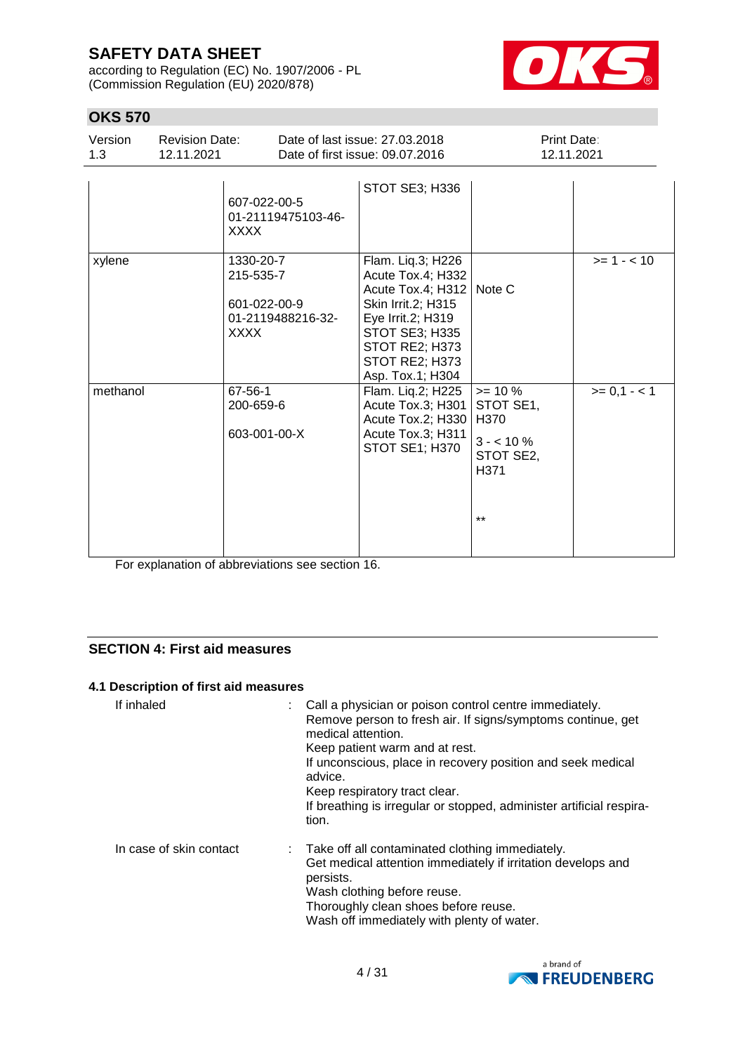| | | | | |
|---|---|---|---|---|
| | 607-022-00-5<br>01-21119475103-46-XXXX | STOT SE3; H336 | | |
| xylene | 1330-20-7<br>215-535-7<br><br>601-022-00-9<br>01-2119488216-32-XXXX | Flam. Liq.3; H226<br>Acute Tox.4; H332<br>Acute Tox.4; H312<br>Skin Irrit.2; H315<br>Eye Irrit.2; H319<br>STOT SE3; H335<br>STOT RE2; H373<br>STOT RE2; H373<br>Asp. Tox.1; H304 | Note C | >= 1 - < 10 |
| methanol | 67-56-1<br>200-659-6<br><br>603-001-00-X | Flam. Liq.2; H225<br>Acute Tox.3; H301<br>Acute Tox.2; H330<br>Acute Tox.3; H311<br>STOT SE1; H370 | >= 10 %<br>STOT SE1, H370<br><br>3 - < 10 %<br>STOT SE2, H371<br><br>** | >= 0,1 - < 1 |

For explanation of abbreviations see section 16.

## SECTION 4: First aid measures

### 4.1 Description of first aid measures

If inhaled : Call a physician or poison control centre immediately.
Remove person to fresh air. If signs/symptoms continue, get medical attention.
Keep patient warm and at rest.
If unconscious, place in recovery position and seek medical advice.
Keep respiratory tract clear.
If breathing is irregular or stopped, administer artificial respiration.

In case of skin contact : Take off all contaminated clothing immediately.
Get medical attention immediately if irritation develops and persists.
Wash clothing before reuse.
Thoroughly clean shoes before reuse.
Wash off immediately with plenty of water.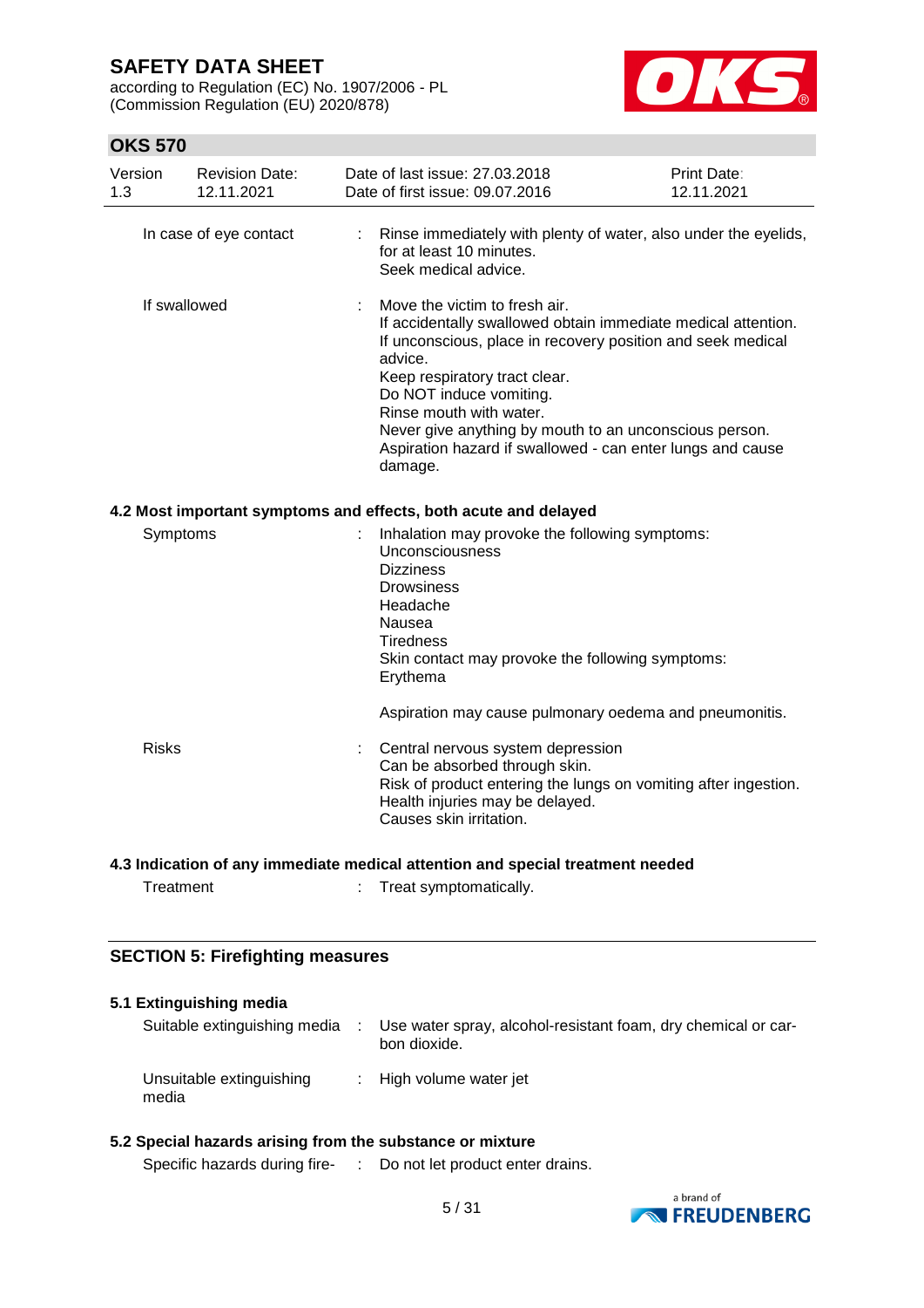| | | |
|---|---|---|
| In case of eye contact | : | Rinse immediately with plenty of water, also under the eyelids, for at least 10 minutes.<br>Seek medical advice. |
| If swallowed | : | Move the victim to fresh air.<br>If accidentally swallowed obtain immediate medical attention.<br>If unconscious, place in recovery position and seek medical advice.<br>Keep respiratory tract clear.<br>Do NOT induce vomiting.<br>Rinse mouth with water.<br>Never give anything by mouth to an unconscious person.<br>Aspiration hazard if swallowed - can enter lungs and cause damage. |

### 4.2 Most important symptoms and effects, both acute and delayed

| | | |
|---|---|---|
| Symptoms | : | Inhalation may provoke the following symptoms:<br>Unconsciousness<br>Dizziness<br>Drowsiness<br>Headache<br>Nausea<br>Tiredness<br>Skin contact may provoke the following symptoms:<br>Erythema<br><br>Aspiration may cause pulmonary oedema and pneumonitis. |
| Risks | : | Central nervous system depression<br>Can be absorbed through skin.<br>Risk of product entering the lungs on vomiting after ingestion.<br>Health injuries may be delayed.<br>Causes skin irritation. |

### 4.3 Indication of any immediate medical attention and special treatment needed

| | | |
|---|---|---|
| Treatment | : | Treat symptomatically. |

## SECTION 5: Firefighting measures

### 5.1 Extinguishing media

| | | |
|---|---|---|
| Suitable extinguishing media | : | Use water spray, alcohol-resistant foam, dry chemical or carbon dioxide. |
| Unsuitable extinguishing media | : | High volume water jet |

### 5.2 Special hazards arising from the substance or mixture

| | | |
|---|---|---|
| Specific hazards during fire- | : | Do not let product enter drains. |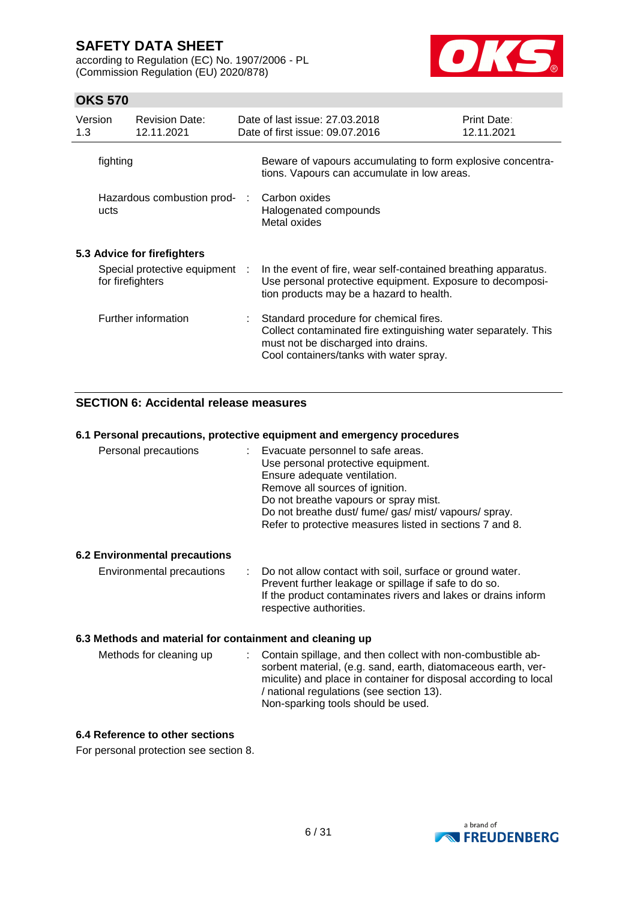| | | |
|---|---|---|
| fighting | | Beware of vapours accumulating to form explosive concentrations. Vapours can accumulate in low areas. |
| Hazardous combustion products | : | Carbon oxides<br>Halogenated compounds<br>Metal oxides |

### 5.3 Advice for firefighters

| | | |
|---|---|---|
| Special protective equipment for firefighters | : | In the event of fire, wear self-contained breathing apparatus. Use personal protective equipment. Exposure to decomposition products may be a hazard to health. |
| Further information | : | Standard procedure for chemical fires.<br>Collect contaminated fire extinguishing water separately. This must not be discharged into drains.<br>Cool containers/tanks with water spray. |

## SECTION 6: Accidental release measures

### 6.1 Personal precautions, protective equipment and emergency procedures

| | | |
|---|---|---|
| Personal precautions | : | Evacuate personnel to safe areas.<br>Use personal protective equipment.<br>Ensure adequate ventilation.<br>Remove all sources of ignition.<br>Do not breathe vapours or spray mist.<br>Do not breathe dust/ fume/ gas/ mist/ vapours/ spray.<br>Refer to protective measures listed in sections 7 and 8. |

### 6.2 Environmental precautions

| | | |
|---|---|---|
| Environmental precautions | : | Do not allow contact with soil, surface or ground water.<br>Prevent further leakage or spillage if safe to do so.<br>If the product contaminates rivers and lakes or drains inform respective authorities. |

### 6.3 Methods and material for containment and cleaning up

| | | |
|---|---|---|
| Methods for cleaning up | : | Contain spillage, and then collect with non-combustible absorbent material, (e.g. sand, earth, diatomaceous earth, vermiculite) and place in container for disposal according to local / national regulations (see section 13).<br>Non-sparking tools should be used. |

### 6.4 Reference to other sections

For personal protection see section 8.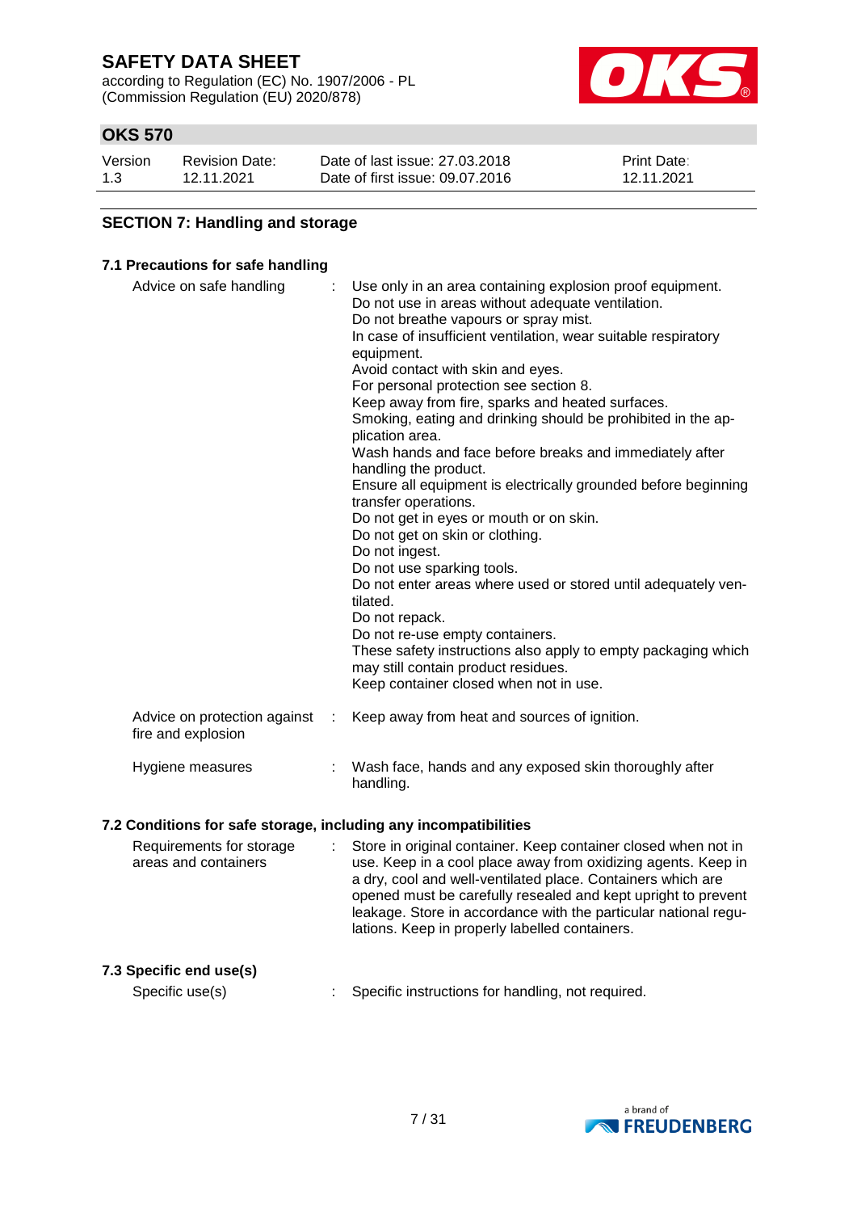## SECTION 7: Handling and storage

### 7.1 Precautions for safe handling

| | |
|---|---|
| Advice on safe handling | Use only in an area containing explosion proof equipment.<br>Do not use in areas without adequate ventilation.<br>Do not breathe vapours or spray mist.<br>In case of insufficient ventilation, wear suitable respiratory equipment.<br>Avoid contact with skin and eyes.<br>For personal protection see section 8.<br>Keep away from fire, sparks and heated surfaces.<br>Smoking, eating and drinking should be prohibited in the application area.<br>Wash hands and face before breaks and immediately after handling the product.<br>Ensure all equipment is electrically grounded before beginning transfer operations.<br>Do not get in eyes or mouth or on skin.<br>Do not get on skin or clothing.<br>Do not ingest.<br>Do not use sparking tools.<br>Do not enter areas where used or stored until adequately ventilated.<br>Do not repack.<br>Do not re-use empty containers.<br>These safety instructions also apply to empty packaging which may still contain product residues.<br>Keep container closed when not in use. |
| Advice on protection against fire and explosion | Keep away from heat and sources of ignition. |
| Hygiene measures | Wash face, hands and any exposed skin thoroughly after handling. |

### 7.2 Conditions for safe storage, including any incompatibilities

| | |
|---|---|
| Requirements for storage areas and containers | Store in original container. Keep container closed when not in use. Keep in a cool place away from oxidizing agents. Keep in a dry, cool and well-ventilated place. Containers which are opened must be carefully resealed and kept upright to prevent leakage. Store in accordance with the particular national regulations. Keep in properly labelled containers. |

### 7.3 Specific end use(s)

| | |
|---|---|
| Specific use(s) | Specific instructions for handling, not required. |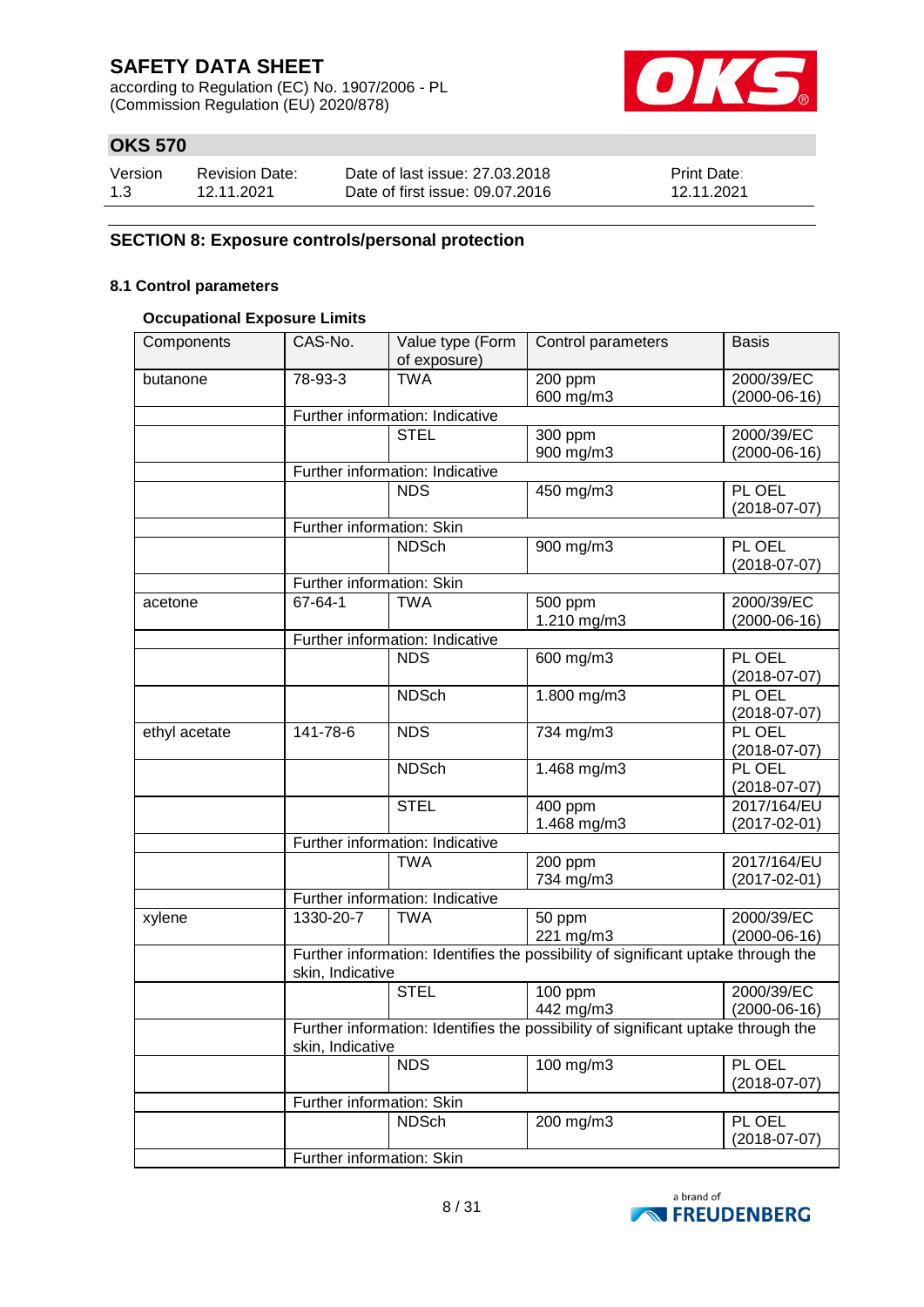# SAFETY DATA SHEET

according to Regulation (EC) No. 1907/2006 - PL
(Commission Regulation (EU) 2020/878)

## OKS 570

| Version | Revision Date: | Date of last issue: 27.03.2018 | Print Date: |
|---|---|---|---|
| 1.3 | 12.11.2021 | Date of first issue: 09.07.2016 | 12.11.2021 |

## SECTION 8: Exposure controls/personal protection

### 8.1 Control parameters

#### Occupational Exposure Limits

| Components | CAS-No. | Value type (Form of exposure) | Control parameters | Basis |
|---|---|---|---|---|
| butanone | 78-93-3 | TWA | 200 ppm<br>600 mg/m3 | 2000/39/EC (2000-06-16) |
| | Further information: Indicative | | | |
| | | STEL | 300 ppm<br>900 mg/m3 | 2000/39/EC (2000-06-16) |
| | Further information: Indicative | | | |
| | | NDS | 450 mg/m3 | PL OEL (2018-07-07) |
| | Further information: Skin | | | |
| | | NDSch | 900 mg/m3 | PL OEL (2018-07-07) |
| | Further information: Skin | | | |
| acetone | 67-64-1 | TWA | 500 ppm<br>1.210 mg/m3 | 2000/39/EC (2000-06-16) |
| | Further information: Indicative | | | |
| | | NDS | 600 mg/m3 | PL OEL (2018-07-07) |
| | | NDSch | 1.800 mg/m3 | PL OEL (2018-07-07) |
| ethyl acetate | 141-78-6 | NDS | 734 mg/m3 | PL OEL (2018-07-07) |
| | | NDSch | 1.468 mg/m3 | PL OEL (2018-07-07) |
| | | STEL | 400 ppm<br>1.468 mg/m3 | 2017/164/EU (2017-02-01) |
| | Further information: Indicative | | | |
| | | TWA | 200 ppm<br>734 mg/m3 | 2017/164/EU (2017-02-01) |
| | Further information: Indicative | | | |
| xylene | 1330-20-7 | TWA | 50 ppm<br>221 mg/m3 | 2000/39/EC (2000-06-16) |
| | Further information: Identifies the possibility of significant uptake through the skin, Indicative | | | |
| | | STEL | 100 ppm<br>442 mg/m3 | 2000/39/EC (2000-06-16) |
| | Further information: Identifies the possibility of significant uptake through the skin, Indicative | | | |
| | | NDS | 100 mg/m3 | PL OEL (2018-07-07) |
| | Further information: Skin | | | |
| | | NDSch | 200 mg/m3 | PL OEL (2018-07-07) |
| | Further information: Skin | | | |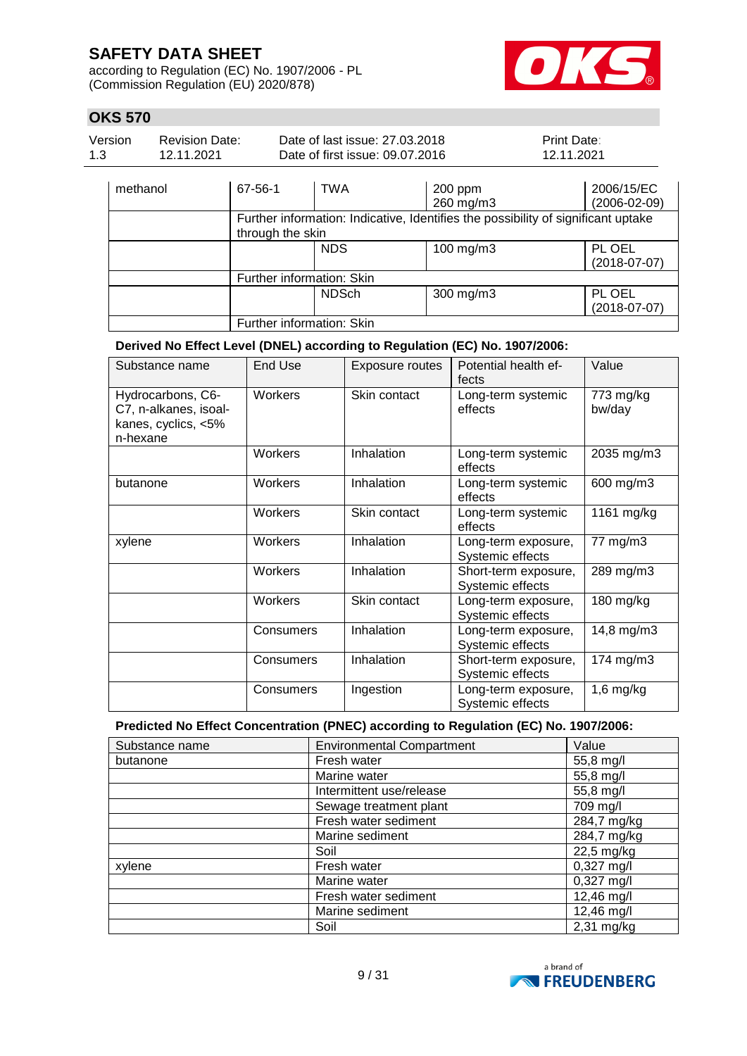| methanol | 67-56-1 | TWA | 200 ppm<br>260 mg/m3 | 2006/15/EC (2006-02-09) |
|---|---|---|---|---|
| | Further information: Indicative, Identifies the possibility of significant uptake through the skin | | | |
| | | NDS | 100 mg/m3 | PL OEL (2018-07-07) |
| | Further information: Skin | | | |
| | | NDSch | 300 mg/m3 | PL OEL (2018-07-07) |
| | Further information: Skin | | | |

**Derived No Effect Level (DNEL) according to Regulation (EC) No. 1907/2006:**

| Substance name | End Use | Exposure routes | Potential health effects | Value |
|---|---|---|---|---|
| Hydrocarbons, C6-C7, n-alkanes, isoalkanes, cyclics, <5% n-hexane | Workers | Skin contact | Long-term systemic effects | 773 mg/kg bw/day |
| | Workers | Inhalation | Long-term systemic effects | 2035 mg/m3 |
| butanone | Workers | Inhalation | Long-term systemic effects | 600 mg/m3 |
| | Workers | Skin contact | Long-term systemic effects | 1161 mg/kg |
| xylene | Workers | Inhalation | Long-term exposure, Systemic effects | 77 mg/m3 |
| | Workers | Inhalation | Short-term exposure, Systemic effects | 289 mg/m3 |
| | Workers | Skin contact | Long-term exposure, Systemic effects | 180 mg/kg |
| | Consumers | Inhalation | Long-term exposure, Systemic effects | 14,8 mg/m3 |
| | Consumers | Inhalation | Short-term exposure, Systemic effects | 174 mg/m3 |
| | Consumers | Ingestion | Long-term exposure, Systemic effects | 1,6 mg/kg |

**Predicted No Effect Concentration (PNEC) according to Regulation (EC) No. 1907/2006:**

| Substance name | Environmental Compartment | Value |
|---|---|---|
| butanone | Fresh water | 55,8 mg/l |
| | Marine water | 55,8 mg/l |
| | Intermittent use/release | 55,8 mg/l |
| | Sewage treatment plant | 709 mg/l |
| | Fresh water sediment | 284,7 mg/kg |
| | Marine sediment | 284,7 mg/kg |
| | Soil | 22,5 mg/kg |
| xylene | Fresh water | 0,327 mg/l |
| | Marine water | 0,327 mg/l |
| | Fresh water sediment | 12,46 mg/l |
| | Marine sediment | 12,46 mg/l |
| | Soil | 2,31 mg/kg |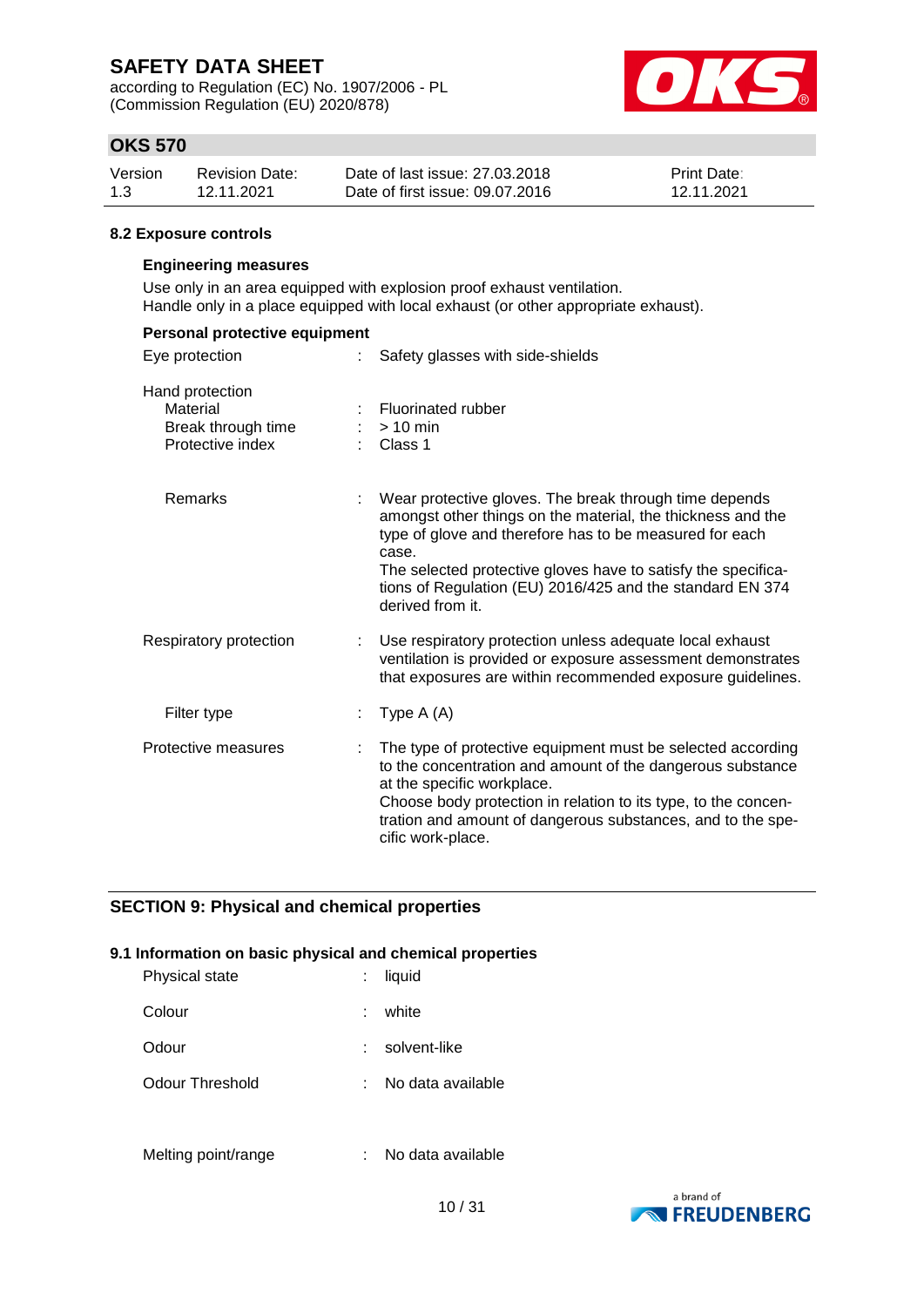### 8.2 Exposure controls

**Engineering measures**

Use only in an area equipped with explosion proof exhaust ventilation.
Handle only in a place equipped with local exhaust (or other appropriate exhaust).

**Personal protective equipment**

| | | |
|---|---|---|
| Eye protection | : | Safety glasses with side-shields |
| Hand protection | | |
| Material | : | Fluorinated rubber |
| Break through time | : | > 10 min |
| Protective index | : | Class 1 |
| Remarks | : | Wear protective gloves. The break through time depends amongst other things on the material, the thickness and the type of glove and therefore has to be measured for each case.<br>The selected protective gloves have to satisfy the specifications of Regulation (EU) 2016/425 and the standard EN 374 derived from it. |
| Respiratory protection | : | Use respiratory protection unless adequate local exhaust ventilation is provided or exposure assessment demonstrates that exposures are within recommended exposure guidelines. |
| Filter type | : | Type A (A) |
| Protective measures | : | The type of protective equipment must be selected according to the concentration and amount of the dangerous substance at the specific workplace.<br>Choose body protection in relation to its type, to the concentration and amount of dangerous substances, and to the specific work-place. |

## SECTION 9: Physical and chemical properties

### 9.1 Information on basic physical and chemical properties

| | | |
|---|---|---|
| Physical state | : | liquid |
| Colour | : | white |
| Odour | : | solvent-like |
| Odour Threshold | : | No data available |
| Melting point/range | : | No data available |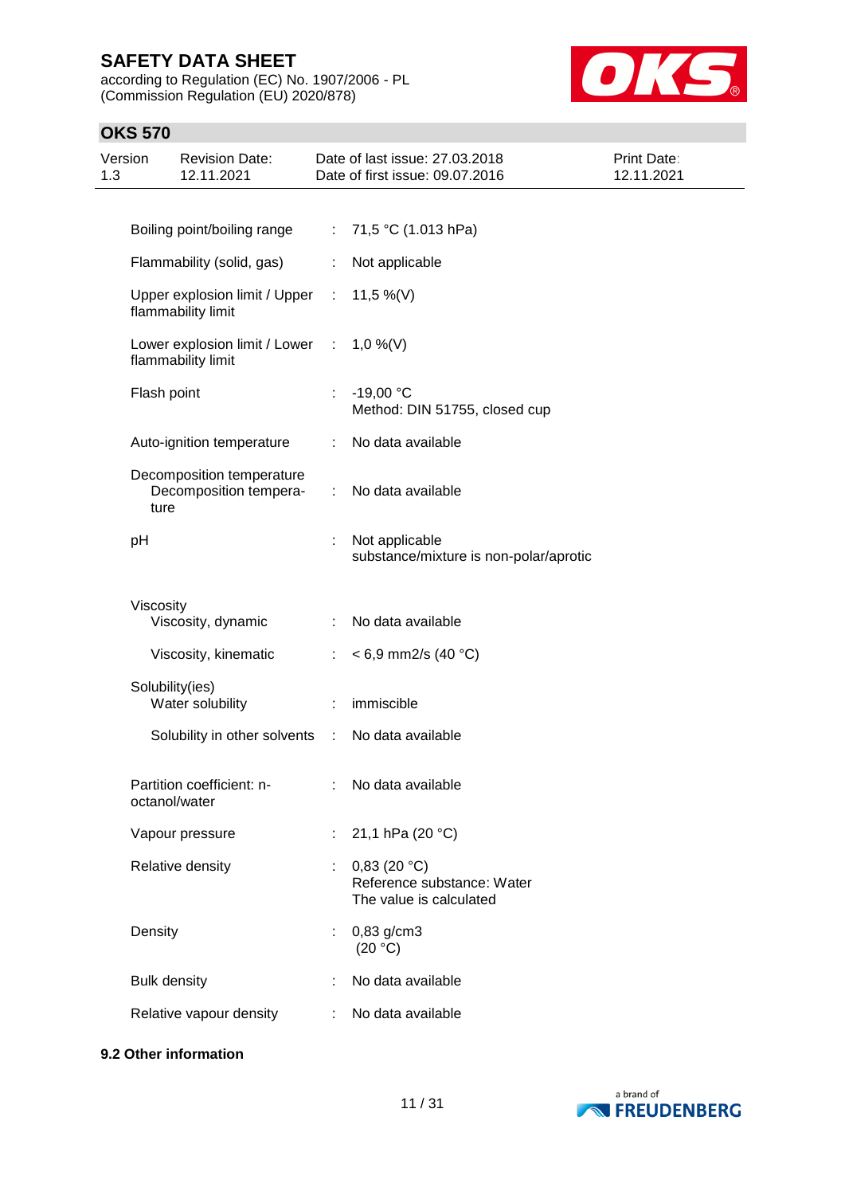| Property | | Value |
|---|---|---|
| Boiling point/boiling range | : | 71,5 °C (1.013 hPa) |
| Flammability (solid, gas) | : | Not applicable |
| Upper explosion limit / Upper flammability limit | : | 11,5 %(V) |
| Lower explosion limit / Lower flammability limit | : | 1,0 %(V) |
| Flash point | : | -19,00 °C<br>Method: DIN 51755, closed cup |
| Auto-ignition temperature | : | No data available |
| Decomposition temperature<br>Decomposition temperature | : | No data available |
| pH | : | Not applicable<br>substance/mixture is non-polar/aprotic |
| Viscosity<br>Viscosity, dynamic | : | No data available |
| Viscosity, kinematic | : | < 6,9 mm2/s (40 °C) |
| Solubility(ies)<br>Water solubility | : | immiscible |
| Solubility in other solvents | : | No data available |
| Partition coefficient: n-octanol/water | : | No data available |
| Vapour pressure | : | 21,1 hPa (20 °C) |
| Relative density | : | 0,83 (20 °C)<br>Reference substance: Water<br>The value is calculated |
| Density | : | 0,83 g/cm3<br>(20 °C) |
| Bulk density | : | No data available |
| Relative vapour density | : | No data available |

**9.2 Other information**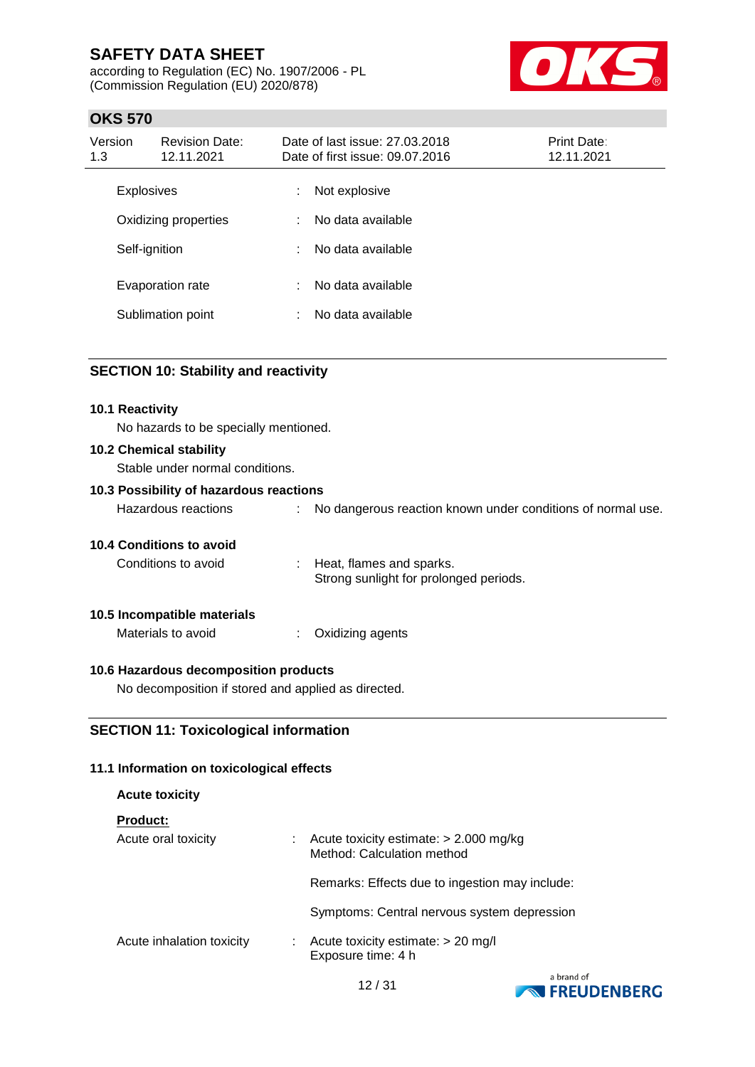| | | |
|---|---|---|
| Explosives | : | Not explosive |
| Oxidizing properties | : | No data available |
| Self-ignition | : | No data available |
| Evaporation rate | : | No data available |
| Sublimation point | : | No data available |

## SECTION 10: Stability and reactivity

**10.1 Reactivity**

No hazards to be specially mentioned.

**10.2 Chemical stability**

Stable under normal conditions.

**10.3 Possibility of hazardous reactions**

Hazardous reactions : No dangerous reaction known under conditions of normal use.

**10.4 Conditions to avoid**

Conditions to avoid : Heat, flames and sparks.
Strong sunlight for prolonged periods.

**10.5 Incompatible materials**

Materials to avoid : Oxidizing agents

**10.6 Hazardous decomposition products**

No decomposition if stored and applied as directed.

## SECTION 11: Toxicological information

**11.1 Information on toxicological effects**

**Acute toxicity**

**Product:**

Acute oral toxicity : Acute toxicity estimate: > 2.000 mg/kg
Method: Calculation method

Remarks: Effects due to ingestion may include:

Symptoms: Central nervous system depression

Acute inhalation toxicity : Acute toxicity estimate: > 20 mg/l
Exposure time: 4 h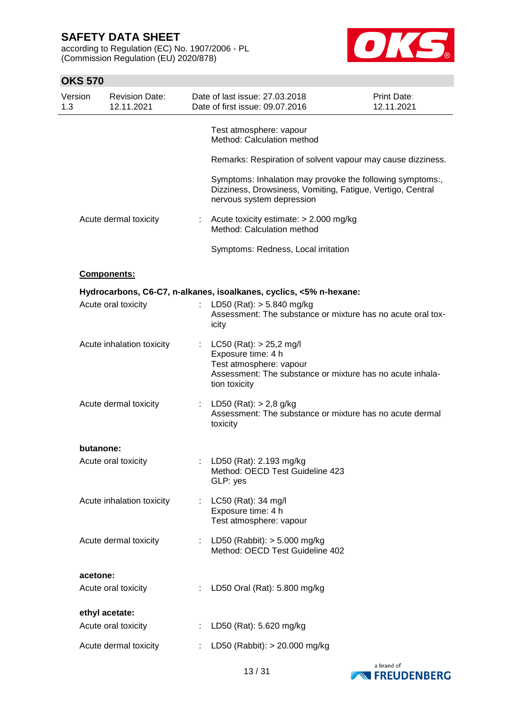Test atmosphere: vapour
Method: Calculation method

Remarks: Respiration of solvent vapour may cause dizziness.

Symptoms: Inhalation may provoke the following symptoms:, Dizziness, Drowsiness, Vomiting, Fatigue, Vertigo, Central nervous system depression

Acute dermal toxicity : Acute toxicity estimate: > 2.000 mg/kg
Method: Calculation method

Symptoms: Redness, Local irritation

**Components:**

**Hydrocarbons, C6-C7, n-alkanes, isoalkanes, cyclics, <5% n-hexane:**

Acute oral toxicity : LD50 (Rat): > 5.840 mg/kg
Assessment: The substance or mixture has no acute oral toxicity

Acute inhalation toxicity : LC50 (Rat): > 25,2 mg/l
Exposure time: 4 h
Test atmosphere: vapour
Assessment: The substance or mixture has no acute inhalation toxicity

Acute dermal toxicity : LD50 (Rat): > 2,8 g/kg
Assessment: The substance or mixture has no acute dermal toxicity

**butanone:**

Acute oral toxicity : LD50 (Rat): 2.193 mg/kg
Method: OECD Test Guideline 423
GLP: yes

Acute inhalation toxicity : LC50 (Rat): 34 mg/l
Exposure time: 4 h
Test atmosphere: vapour

Acute dermal toxicity : LD50 (Rabbit): > 5.000 mg/kg
Method: OECD Test Guideline 402

**acetone:**

Acute oral toxicity : LD50 Oral (Rat): 5.800 mg/kg

**ethyl acetate:**

Acute oral toxicity : LD50 (Rat): 5.620 mg/kg

Acute dermal toxicity : LD50 (Rabbit): > 20.000 mg/kg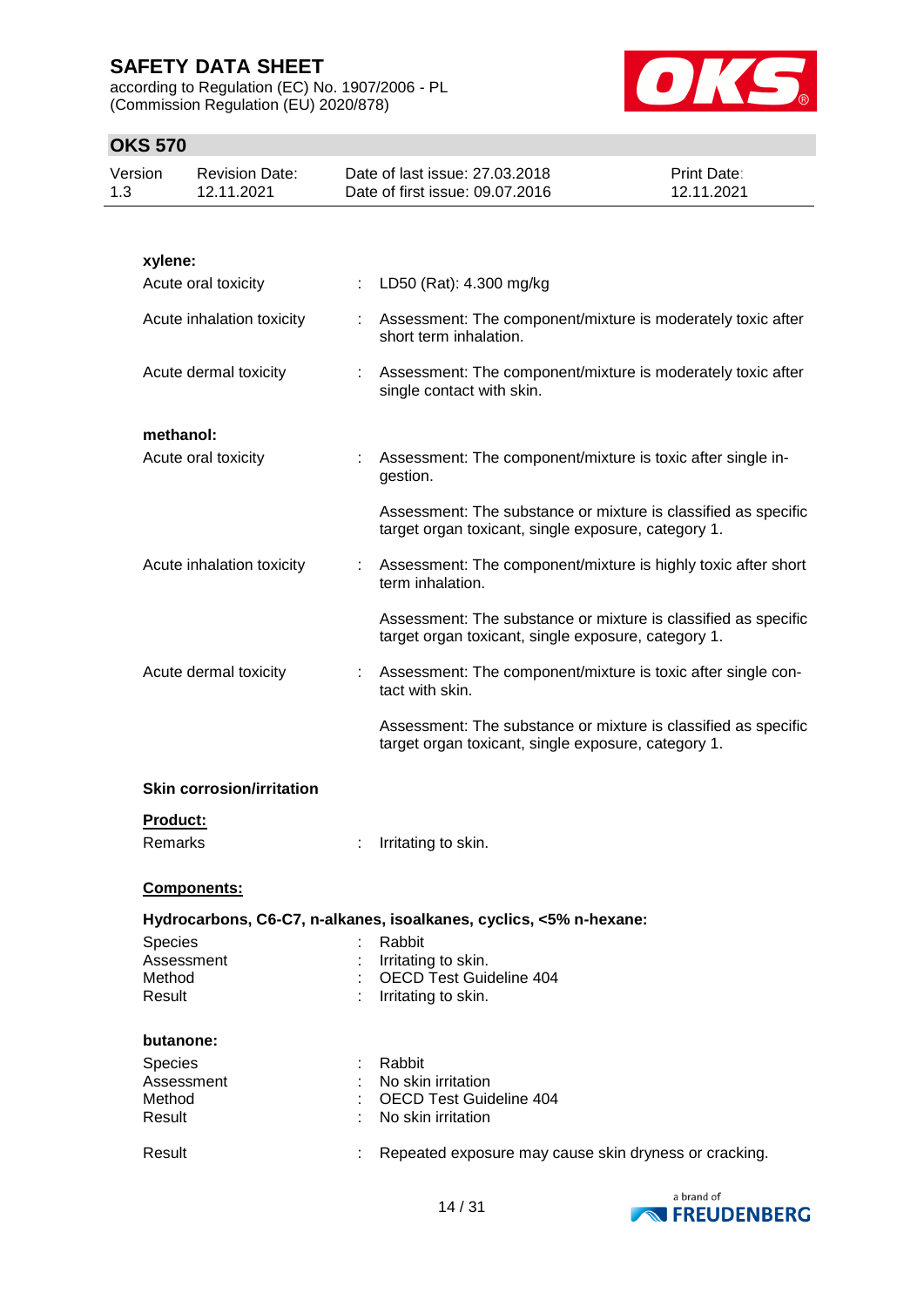**xylene:**

Acute oral toxicity : LD50 (Rat): 4.300 mg/kg

Acute inhalation toxicity : Assessment: The component/mixture is moderately toxic after short term inhalation.

Acute dermal toxicity : Assessment: The component/mixture is moderately toxic after single contact with skin.

**methanol:**

Acute oral toxicity : Assessment: The component/mixture is toxic after single ingestion.

Assessment: The substance or mixture is classified as specific target organ toxicant, single exposure, category 1.

Acute inhalation toxicity : Assessment: The component/mixture is highly toxic after short term inhalation.

Assessment: The substance or mixture is classified as specific target organ toxicant, single exposure, category 1.

Acute dermal toxicity : Assessment: The component/mixture is toxic after single contact with skin.

Assessment: The substance or mixture is classified as specific target organ toxicant, single exposure, category 1.

### Skin corrosion/irritation

**Product:**

Remarks : Irritating to skin.

**Components:**

**Hydrocarbons, C6-C7, n-alkanes, isoalkanes, cyclics, <5% n-hexane:**

Species : Rabbit
Assessment : Irritating to skin.
Method : OECD Test Guideline 404
Result : Irritating to skin.

**butanone:**

Species : Rabbit
Assessment : No skin irritation
Method : OECD Test Guideline 404
Result : No skin irritation

Result : Repeated exposure may cause skin dryness or cracking.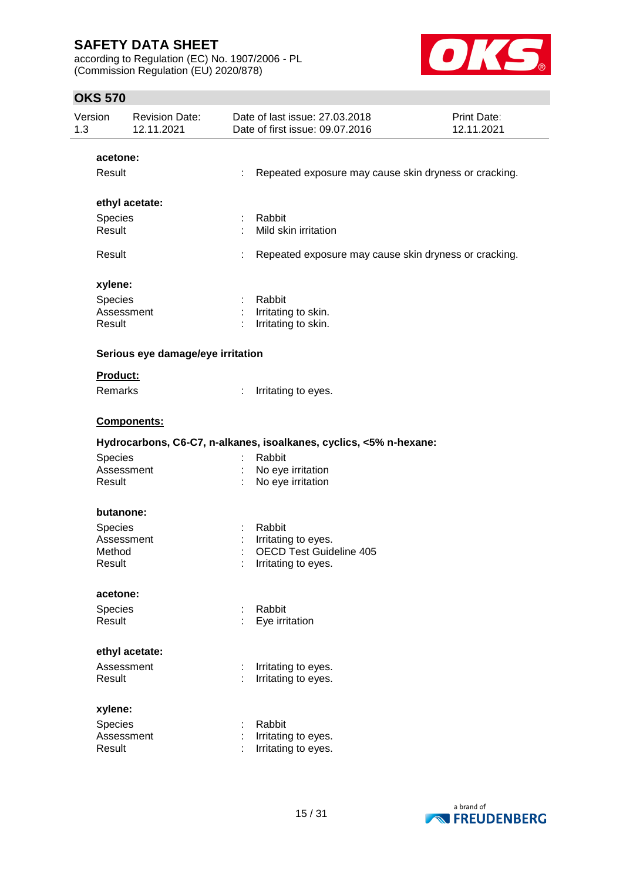**acetone:**

Result : Repeated exposure may cause skin dryness or cracking.

**ethyl acetate:**

Species : Rabbit
Result : Mild skin irritation

Result : Repeated exposure may cause skin dryness or cracking.

**xylene:**

Species : Rabbit
Assessment : Irritating to skin.
Result : Irritating to skin.

**Serious eye damage/eye irritation**

**Product:**

Remarks : Irritating to eyes.

**Components:**

**Hydrocarbons, C6-C7, n-alkanes, isoalkanes, cyclics, <5% n-hexane:**

Species : Rabbit
Assessment : No eye irritation
Result : No eye irritation

**butanone:**

Species : Rabbit
Assessment : Irritating to eyes.
Method : OECD Test Guideline 405
Result : Irritating to eyes.

**acetone:**

Species : Rabbit
Result : Eye irritation

**ethyl acetate:**

Assessment : Irritating to eyes.
Result : Irritating to eyes.

**xylene:**

Species : Rabbit
Assessment : Irritating to eyes.
Result : Irritating to eyes.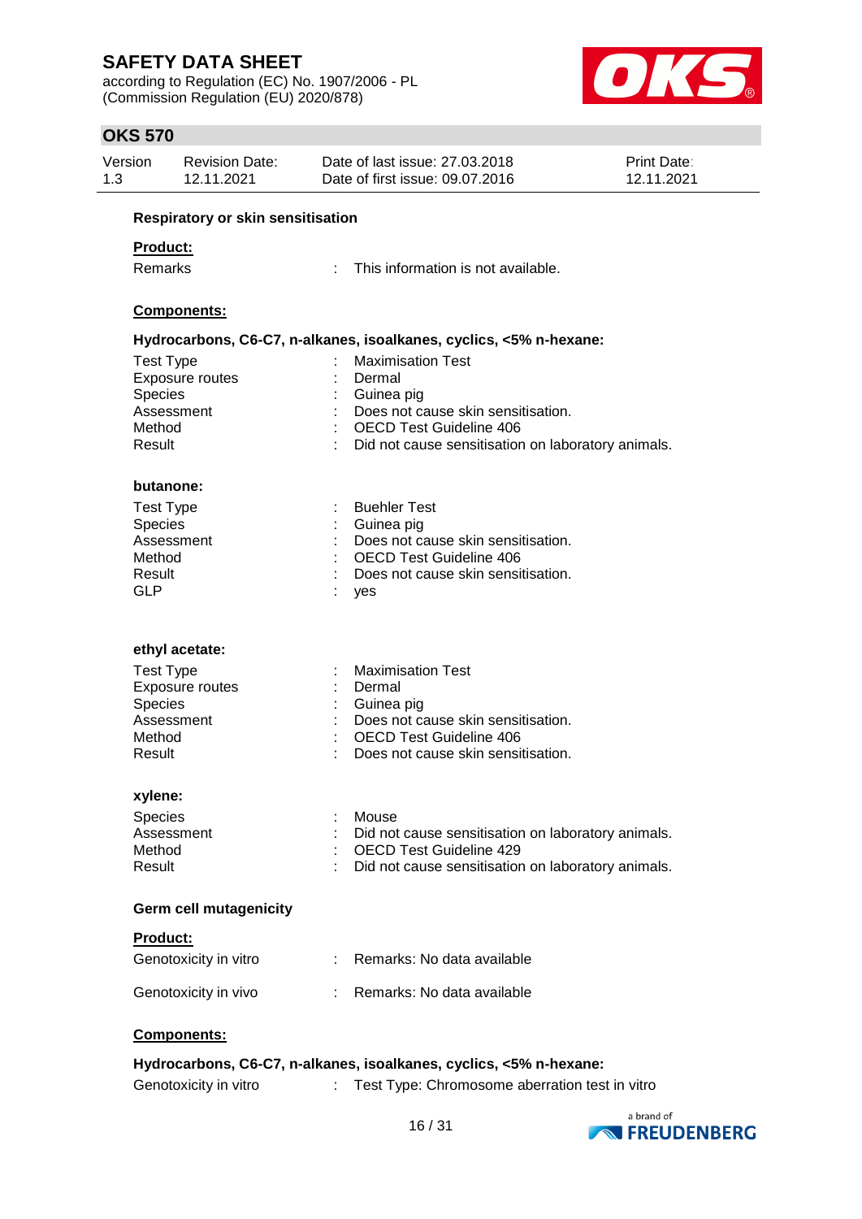### Respiratory or skin sensitisation

**Product:**

Remarks : This information is not available.

**Components:**

**Hydrocarbons, C6-C7, n-alkanes, isoalkanes, cyclics, <5% n-hexane:**

| | | |
|---|---|---|
| Test Type | : | Maximisation Test |
| Exposure routes | : | Dermal |
| Species | : | Guinea pig |
| Assessment | : | Does not cause skin sensitisation. |
| Method | : | OECD Test Guideline 406 |
| Result | : | Did not cause sensitisation on laboratory animals. |

**butanone:**

| | | |
|---|---|---|
| Test Type | : | Buehler Test |
| Species | : | Guinea pig |
| Assessment | : | Does not cause skin sensitisation. |
| Method | : | OECD Test Guideline 406 |
| Result | : | Does not cause skin sensitisation. |
| GLP | : | yes |

**ethyl acetate:**

| | | |
|---|---|---|
| Test Type | : | Maximisation Test |
| Exposure routes | : | Dermal |
| Species | : | Guinea pig |
| Assessment | : | Does not cause skin sensitisation. |
| Method | : | OECD Test Guideline 406 |
| Result | : | Does not cause skin sensitisation. |

**xylene:**

| | | |
|---|---|---|
| Species | : | Mouse |
| Assessment | : | Did not cause sensitisation on laboratory animals. |
| Method | : | OECD Test Guideline 429 |
| Result | : | Did not cause sensitisation on laboratory animals. |

### Germ cell mutagenicity

**Product:**

Genotoxicity in vitro : Remarks: No data available

Genotoxicity in vivo : Remarks: No data available

**Components:**

**Hydrocarbons, C6-C7, n-alkanes, isoalkanes, cyclics, <5% n-hexane:**

Genotoxicity in vitro : Test Type: Chromosome aberration test in vitro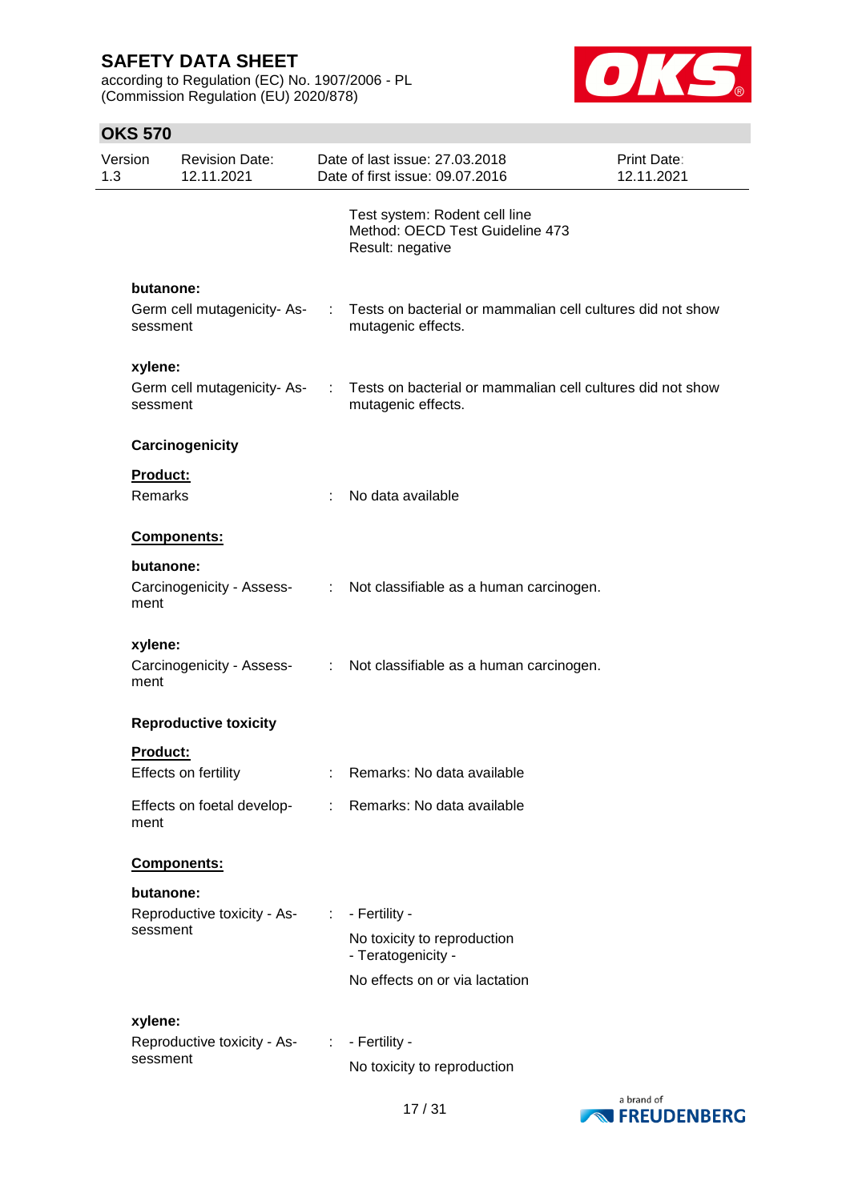Test system: Rodent cell line
Method: OECD Test Guideline 473
Result: negative

**butanone:**

Germ cell mutagenicity- Assessment : Tests on bacterial or mammalian cell cultures did not show mutagenic effects.

**xylene:**

Germ cell mutagenicity- Assessment : Tests on bacterial or mammalian cell cultures did not show mutagenic effects.

**Carcinogenicity**

**Product:**

Remarks : No data available

**Components:**

**butanone:**

Carcinogenicity - Assessment : Not classifiable as a human carcinogen.

**xylene:**

Carcinogenicity - Assessment : Not classifiable as a human carcinogen.

**Reproductive toxicity**

**Product:**

Effects on fertility : Remarks: No data available

Effects on foetal development : Remarks: No data available

**Components:**

**butanone:**

Reproductive toxicity - Assessment : - Fertility -

No toxicity to reproduction
- Teratogenicity -

No effects on or via lactation

**xylene:**

Reproductive toxicity - Assessment : - Fertility -

No toxicity to reproduction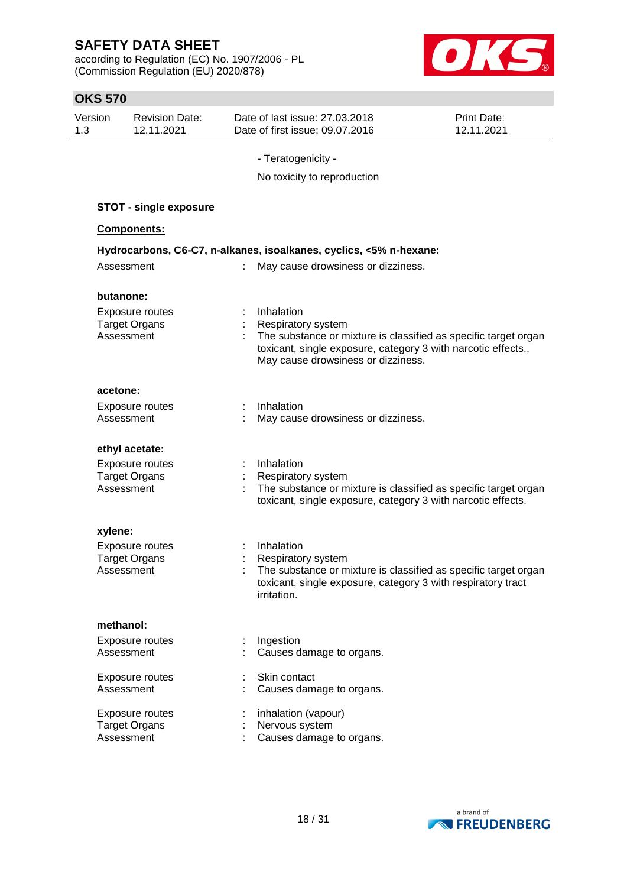- Teratogenicity -

No toxicity to reproduction

**STOT - single exposure**

**Components:**

**Hydrocarbons, C6-C7, n-alkanes, isoalkanes, cyclics, <5% n-hexane:**

Assessment : May cause drowsiness or dizziness.

**butanone:**

Exposure routes : Inhalation
Target Organs : Respiratory system
Assessment : The substance or mixture is classified as specific target organ toxicant, single exposure, category 3 with narcotic effects., May cause drowsiness or dizziness.

**acetone:**

Exposure routes : Inhalation
Assessment : May cause drowsiness or dizziness.

**ethyl acetate:**

Exposure routes : Inhalation
Target Organs : Respiratory system
Assessment : The substance or mixture is classified as specific target organ toxicant, single exposure, category 3 with narcotic effects.

**xylene:**

Exposure routes : Inhalation
Target Organs : Respiratory system
Assessment : The substance or mixture is classified as specific target organ toxicant, single exposure, category 3 with respiratory tract irritation.

**methanol:**

Exposure routes : Ingestion
Assessment : Causes damage to organs.

Exposure routes : Skin contact
Assessment : Causes damage to organs.

Exposure routes : inhalation (vapour)
Target Organs : Nervous system
Assessment : Causes damage to organs.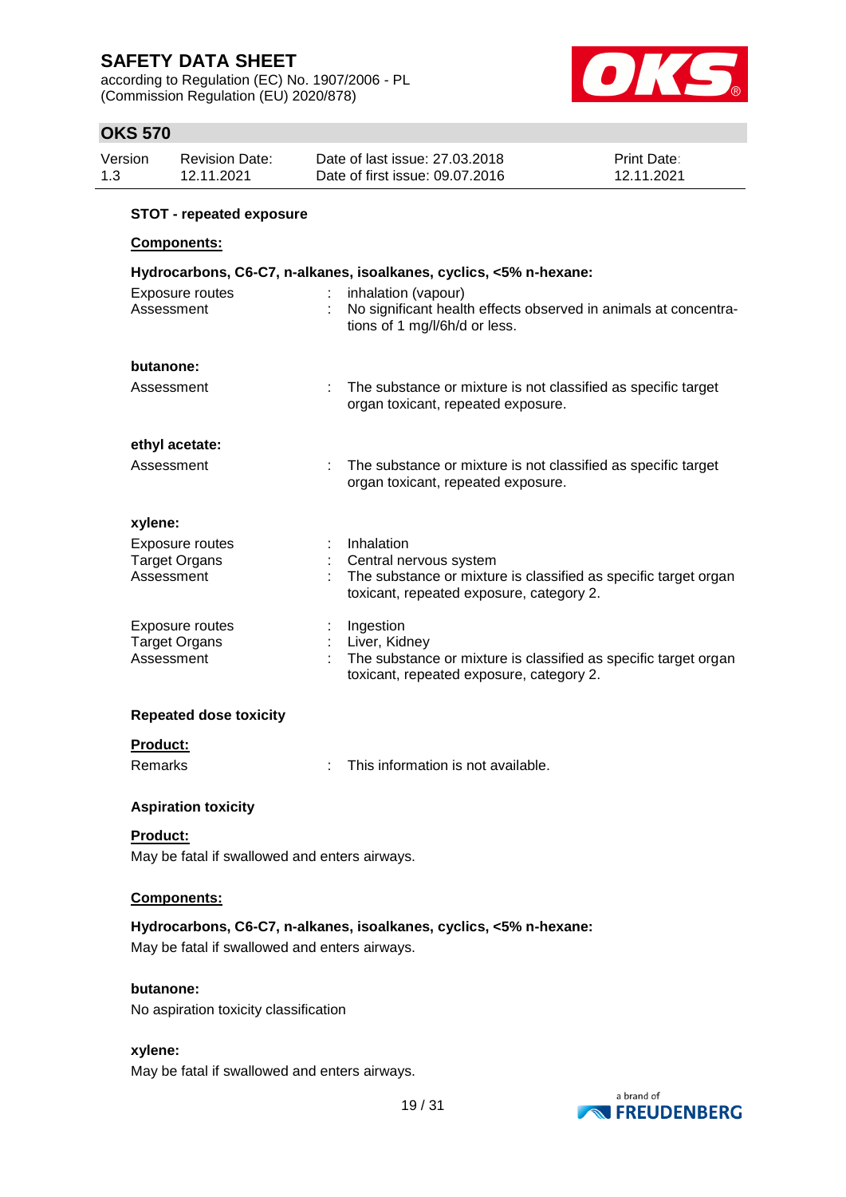**STOT - repeated exposure**

**Components:**

**Hydrocarbons, C6-C7, n-alkanes, isoalkanes, cyclics, <5% n-hexane:**

| | | |
|---|---|---|
| Exposure routes | : | inhalation (vapour) |
| Assessment | : | No significant health effects observed in animals at concentrations of 1 mg/l/6h/d or less. |

**butanone:**

| | | |
|---|---|---|
| Assessment | : | The substance or mixture is not classified as specific target organ toxicant, repeated exposure. |

**ethyl acetate:**

| | | |
|---|---|---|
| Assessment | : | The substance or mixture is not classified as specific target organ toxicant, repeated exposure. |

**xylene:**

| | | |
|---|---|---|
| Exposure routes | : | Inhalation |
| Target Organs | : | Central nervous system |
| Assessment | : | The substance or mixture is classified as specific target organ toxicant, repeated exposure, category 2. |
| Exposure routes | : | Ingestion |
| Target Organs | : | Liver, Kidney |
| Assessment | : | The substance or mixture is classified as specific target organ toxicant, repeated exposure, category 2. |

**Repeated dose toxicity**

**Product:**

| | | |
|---|---|---|
| Remarks | : | This information is not available. |

**Aspiration toxicity**

**Product:**

May be fatal if swallowed and enters airways.

**Components:**

**Hydrocarbons, C6-C7, n-alkanes, isoalkanes, cyclics, <5% n-hexane:**

May be fatal if swallowed and enters airways.

**butanone:**

No aspiration toxicity classification

**xylene:**

May be fatal if swallowed and enters airways.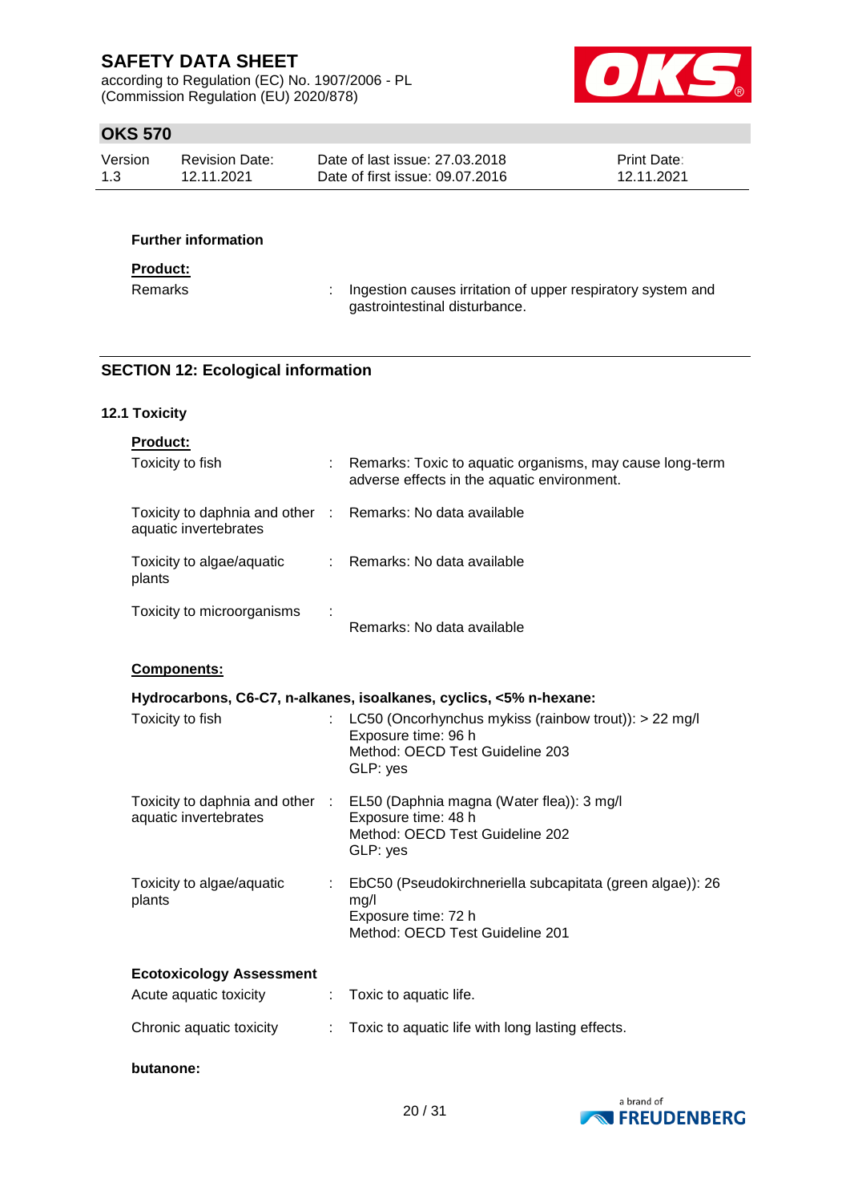#### Further information

**Product:**

Remarks : Ingestion causes irritation of upper respiratory system and gastrointestinal disturbance.

## SECTION 12: Ecological information

### 12.1 Toxicity

**Product:**

Toxicity to fish : Remarks: Toxic to aquatic organisms, may cause long-term adverse effects in the aquatic environment.

Toxicity to daphnia and other aquatic invertebrates : Remarks: No data available

Toxicity to algae/aquatic plants : Remarks: No data available

Toxicity to microorganisms : Remarks: No data available

**Components:**

**Hydrocarbons, C6-C7, n-alkanes, isoalkanes, cyclics, <5% n-hexane:**

Toxicity to fish : LC50 (Oncorhynchus mykiss (rainbow trout)): > 22 mg/l
Exposure time: 96 h
Method: OECD Test Guideline 203
GLP: yes

Toxicity to daphnia and other aquatic invertebrates : EL50 (Daphnia magna (Water flea)): 3 mg/l
Exposure time: 48 h
Method: OECD Test Guideline 202
GLP: yes

Toxicity to algae/aquatic plants : EbC50 (Pseudokirchneriella subcapitata (green algae)): 26 mg/l
Exposure time: 72 h
Method: OECD Test Guideline 201

**Ecotoxicology Assessment**

Acute aquatic toxicity : Toxic to aquatic life.

Chronic aquatic toxicity : Toxic to aquatic life with long lasting effects.

**butanone:**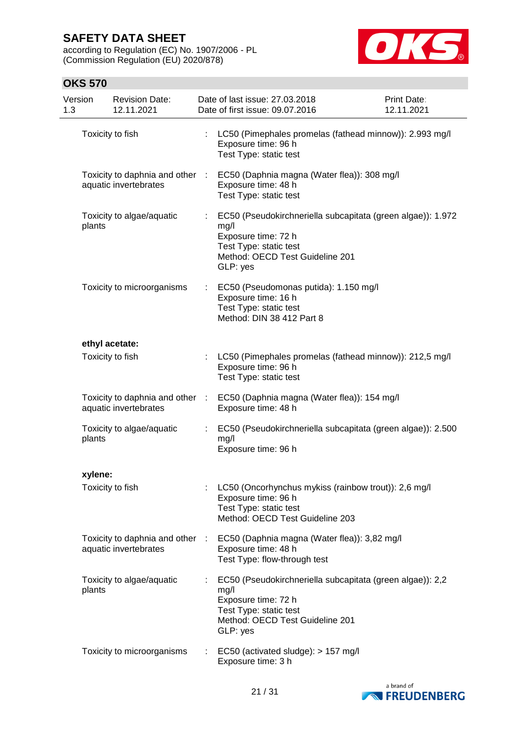| | | |
|---|---|---|
| Toxicity to fish | : | LC50 (Pimephales promelas (fathead minnow)): 2.993 mg/l<br>Exposure time: 96 h<br>Test Type: static test |
| Toxicity to daphnia and other aquatic invertebrates | : | EC50 (Daphnia magna (Water flea)): 308 mg/l<br>Exposure time: 48 h<br>Test Type: static test |
| Toxicity to algae/aquatic plants | : | EC50 (Pseudokirchneriella subcapitata (green algae)): 1.972 mg/l<br>Exposure time: 72 h<br>Test Type: static test<br>Method: OECD Test Guideline 201<br>GLP: yes |
| Toxicity to microorganisms | : | EC50 (Pseudomonas putida): 1.150 mg/l<br>Exposure time: 16 h<br>Test Type: static test<br>Method: DIN 38 412 Part 8 |

**ethyl acetate:**

| | | |
|---|---|---|
| Toxicity to fish | : | LC50 (Pimephales promelas (fathead minnow)): 212,5 mg/l<br>Exposure time: 96 h<br>Test Type: static test |
| Toxicity to daphnia and other aquatic invertebrates | : | EC50 (Daphnia magna (Water flea)): 154 mg/l<br>Exposure time: 48 h |
| Toxicity to algae/aquatic plants | : | EC50 (Pseudokirchneriella subcapitata (green algae)): 2.500 mg/l<br>Exposure time: 96 h |

**xylene:**

| | | |
|---|---|---|
| Toxicity to fish | : | LC50 (Oncorhynchus mykiss (rainbow trout)): 2,6 mg/l<br>Exposure time: 96 h<br>Test Type: static test<br>Method: OECD Test Guideline 203 |
| Toxicity to daphnia and other aquatic invertebrates | : | EC50 (Daphnia magna (Water flea)): 3,82 mg/l<br>Exposure time: 48 h<br>Test Type: flow-through test |
| Toxicity to algae/aquatic plants | : | EC50 (Pseudokirchneriella subcapitata (green algae)): 2,2 mg/l<br>Exposure time: 72 h<br>Test Type: static test<br>Method: OECD Test Guideline 201<br>GLP: yes |
| Toxicity to microorganisms | : | EC50 (activated sludge): > 157 mg/l<br>Exposure time: 3 h |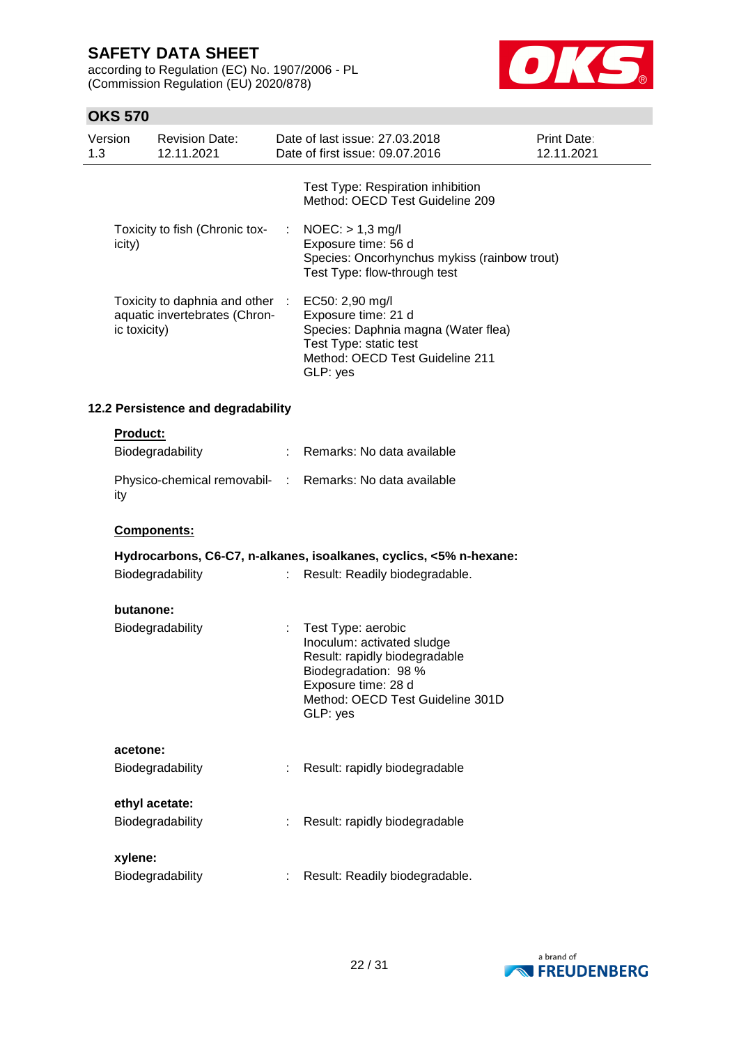| | | |
|---|---|---|
| | | Test Type: Respiration inhibition<br>Method: OECD Test Guideline 209 |
| Toxicity to fish (Chronic toxicity) | : | NOEC: > 1,3 mg/l<br>Exposure time: 56 d<br>Species: Oncorhynchus mykiss (rainbow trout)<br>Test Type: flow-through test |
| Toxicity to daphnia and other aquatic invertebrates (Chronic toxicity) | : | EC50: 2,90 mg/l<br>Exposure time: 21 d<br>Species: Daphnia magna (Water flea)<br>Test Type: static test<br>Method: OECD Test Guideline 211<br>GLP: yes |

### 12.2 Persistence and degradability

**Product:**

| | | |
|---|---|---|
| Biodegradability | : | Remarks: No data available |
| Physico-chemical removability | : | Remarks: No data available |

**Components:**

**Hydrocarbons, C6-C7, n-alkanes, isoalkanes, cyclics, <5% n-hexane:**

| | | |
|---|---|---|
| Biodegradability | : | Result: Readily biodegradable. |

**butanone:**

| | | |
|---|---|---|
| Biodegradability | : | Test Type: aerobic<br>Inoculum: activated sludge<br>Result: rapidly biodegradable<br>Biodegradation: 98 %<br>Exposure time: 28 d<br>Method: OECD Test Guideline 301D<br>GLP: yes |

**acetone:**

| | | |
|---|---|---|
| Biodegradability | : | Result: rapidly biodegradable |

**ethyl acetate:**

| | | |
|---|---|---|
| Biodegradability | : | Result: rapidly biodegradable |

**xylene:**

| | | |
|---|---|---|
| Biodegradability | : | Result: Readily biodegradable. |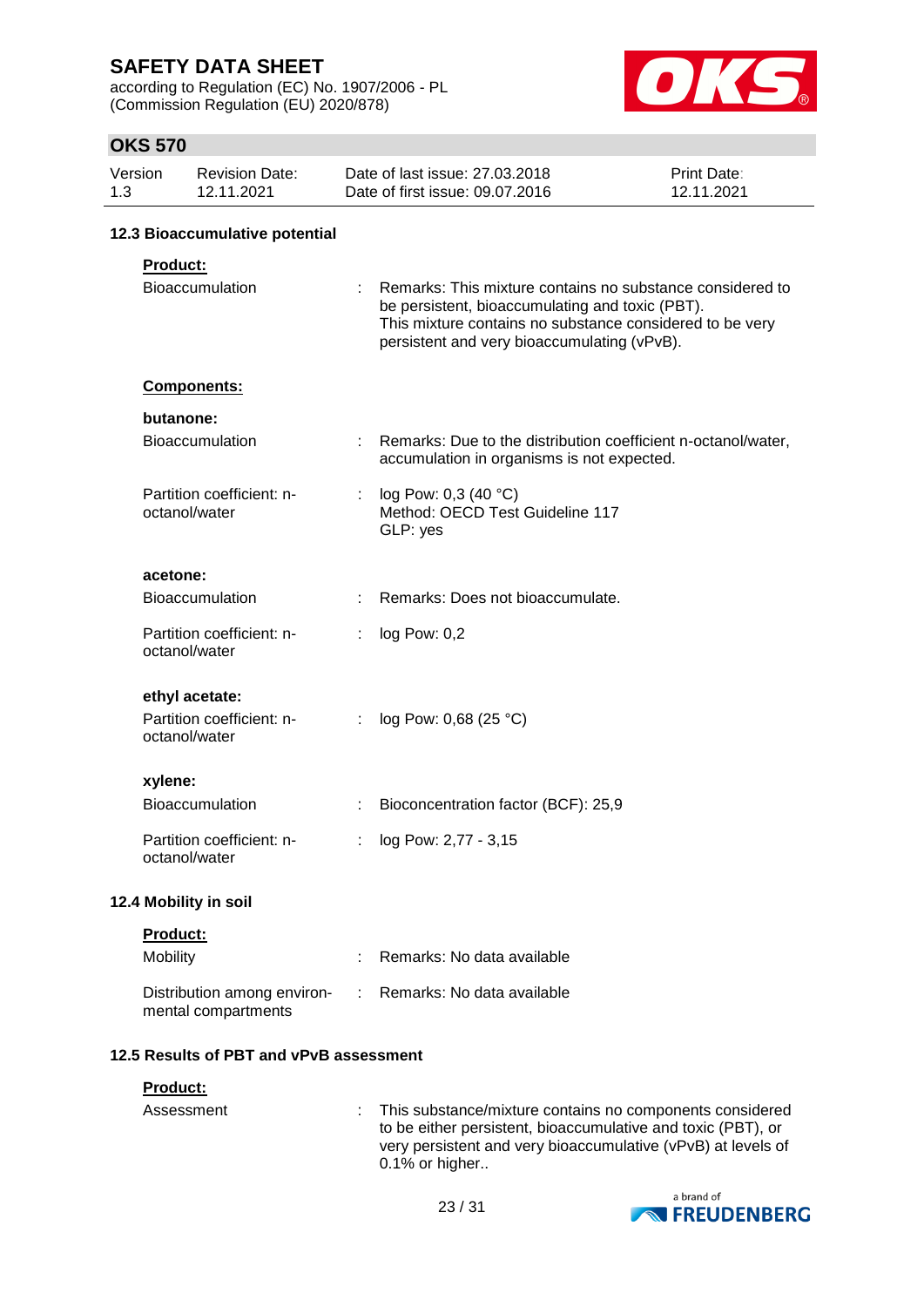### 12.3 Bioaccumulative potential

**Product:**

| | | |
|---|---|---|
| Bioaccumulation | : | Remarks: This mixture contains no substance considered to be persistent, bioaccumulating and toxic (PBT). This mixture contains no substance considered to be very persistent and very bioaccumulating (vPvB). |

**Components:**

**butanone:**

| | | |
|---|---|---|
| Bioaccumulation | : | Remarks: Due to the distribution coefficient n-octanol/water, accumulation in organisms is not expected. |
| Partition coefficient: n-octanol/water | : | log Pow: 0,3 (40 °C)<br>Method: OECD Test Guideline 117<br>GLP: yes |

**acetone:**

| | | |
|---|---|---|
| Bioaccumulation | : | Remarks: Does not bioaccumulate. |
| Partition coefficient: n-octanol/water | : | log Pow: 0,2 |

**ethyl acetate:**

| | | |
|---|---|---|
| Partition coefficient: n-octanol/water | : | log Pow: 0,68 (25 °C) |

**xylene:**

| | | |
|---|---|---|
| Bioaccumulation | : | Bioconcentration factor (BCF): 25,9 |
| Partition coefficient: n-octanol/water | : | log Pow: 2,77 - 3,15 |

### 12.4 Mobility in soil

**Product:**

| | | |
|---|---|---|
| Mobility | : | Remarks: No data available |
| Distribution among environmental compartments | : | Remarks: No data available |

### 12.5 Results of PBT and vPvB assessment

**Product:**

| | | |
|---|---|---|
| Assessment | : | This substance/mixture contains no components considered to be either persistent, bioaccumulative and toxic (PBT), or very persistent and very bioaccumulative (vPvB) at levels of 0.1% or higher.. |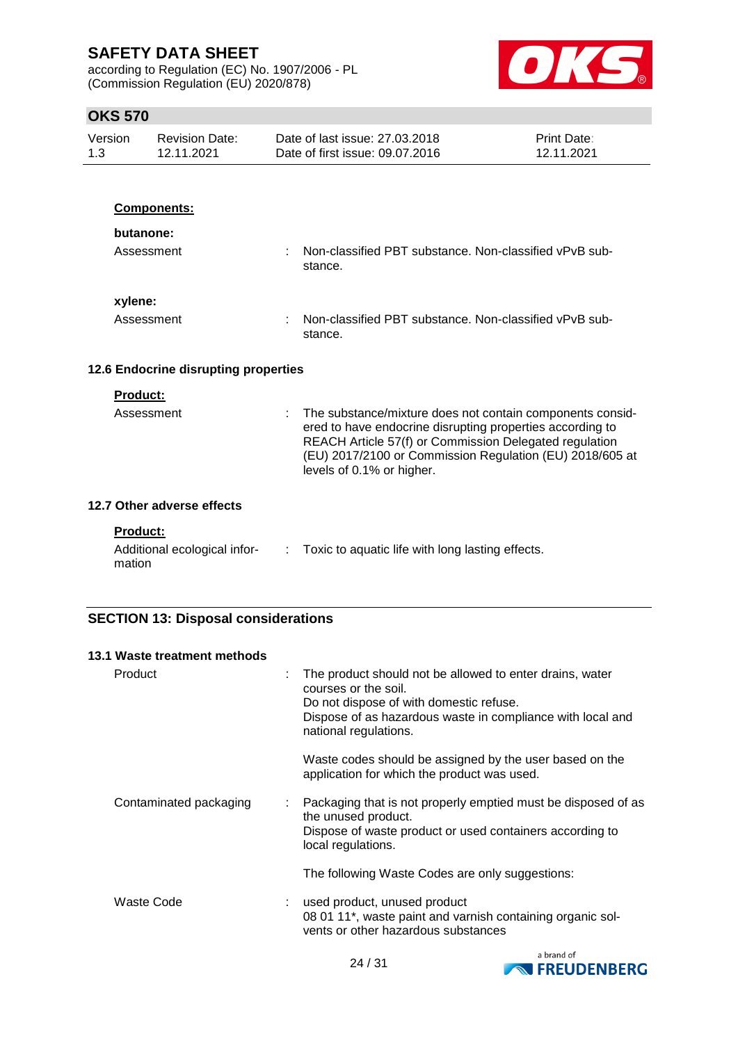**Components:**

**butanone:**

Assessment : Non-classified PBT substance. Non-classified vPvB substance.

**xylene:**

Assessment : Non-classified PBT substance. Non-classified vPvB substance.

### 12.6 Endocrine disrupting properties

**Product:**

Assessment : The substance/mixture does not contain components considered to have endocrine disrupting properties according to REACH Article 57(f) or Commission Delegated regulation (EU) 2017/2100 or Commission Regulation (EU) 2018/605 at levels of 0.1% or higher.

### 12.7 Other adverse effects

**Product:**

Additional ecological information : Toxic to aquatic life with long lasting effects.

## SECTION 13: Disposal considerations

### 13.1 Waste treatment methods

Product : The product should not be allowed to enter drains, water courses or the soil.
Do not dispose of with domestic refuse.
Dispose of as hazardous waste in compliance with local and national regulations.

Waste codes should be assigned by the user based on the application for which the product was used.

Contaminated packaging : Packaging that is not properly emptied must be disposed of as the unused product.
Dispose of waste product or used containers according to local regulations.

The following Waste Codes are only suggestions:

Waste Code : used product, unused product
08 01 11*, waste paint and varnish containing organic solvents or other hazardous substances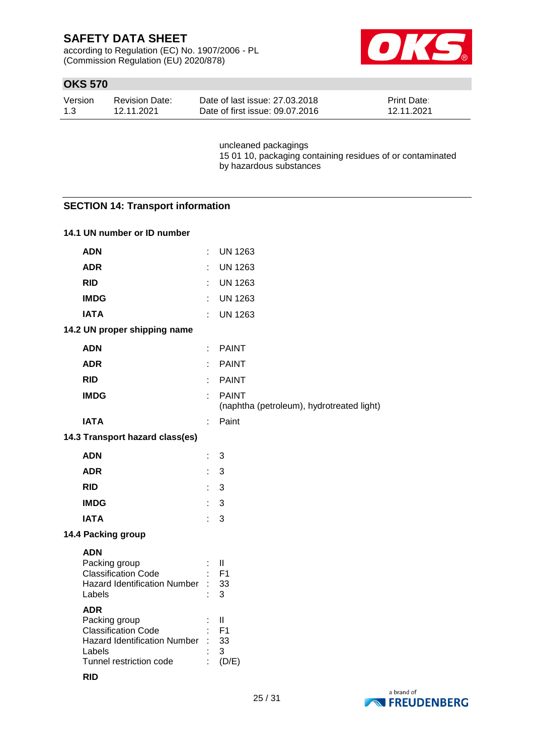uncleaned packagings
15 01 10, packaging containing residues of or contaminated by hazardous substances

## SECTION 14: Transport information

### 14.1 UN number or ID number

| | | |
|---|---|---|
| **ADN** | : | UN 1263 |
| **ADR** | : | UN 1263 |
| **RID** | : | UN 1263 |
| **IMDG** | : | UN 1263 |
| **IATA** | : | UN 1263 |

### 14.2 UN proper shipping name

| | | |
|---|---|---|
| **ADN** | : | PAINT |
| **ADR** | : | PAINT |
| **RID** | : | PAINT |
| **IMDG** | : | PAINT (naphtha (petroleum), hydrotreated light) |
| **IATA** | : | Paint |

### 14.3 Transport hazard class(es)

| | | |
|---|---|---|
| **ADN** | : | 3 |
| **ADR** | : | 3 |
| **RID** | : | 3 |
| **IMDG** | : | 3 |
| **IATA** | : | 3 |

### 14.4 Packing group

**ADN**

| | | |
|---|---|---|
| Packing group | : | II |
| Classification Code | : | F1 |
| Hazard Identification Number | : | 33 |
| Labels | : | 3 |

**ADR**

| | | |
|---|---|---|
| Packing group | : | II |
| Classification Code | : | F1 |
| Hazard Identification Number | : | 33 |
| Labels | : | 3 |
| Tunnel restriction code | : | (D/E) |

**RID**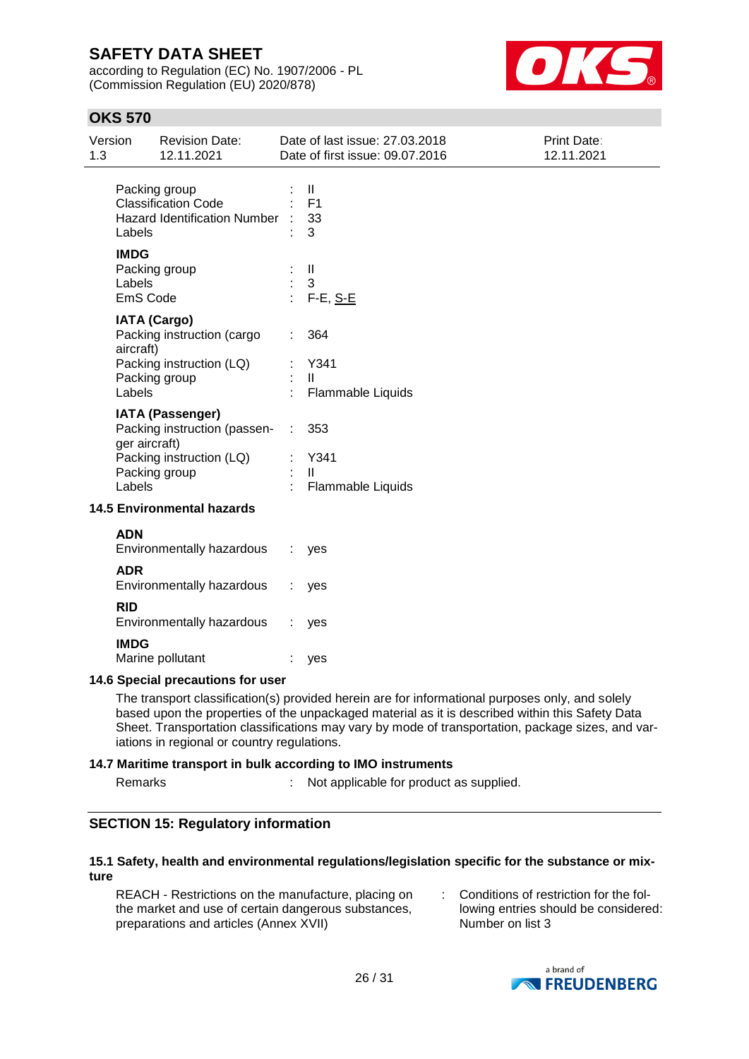Packing group : II
Classification Code : F1
Hazard Identification Number : 33
Labels : 3

**IMDG**

Packing group : II
Labels : 3
EmS Code : F-E, S-E

**IATA (Cargo)**

Packing instruction (cargo aircraft) : 364
Packing instruction (LQ) : Y341
Packing group : II
Labels : Flammable Liquids

**IATA (Passenger)**

Packing instruction (passenger aircraft) : 353
Packing instruction (LQ) : Y341
Packing group : II
Labels : Flammable Liquids

### 14.5 Environmental hazards

**ADN**

Environmentally hazardous : yes

**ADR**

Environmentally hazardous : yes

**RID**

Environmentally hazardous : yes

**IMDG**

Marine pollutant : yes

### 14.6 Special precautions for user

The transport classification(s) provided herein are for informational purposes only, and solely based upon the properties of the unpackaged material as it is described within this Safety Data Sheet. Transportation classifications may vary by mode of transportation, package sizes, and variations in regional or country regulations.

### 14.7 Maritime transport in bulk according to IMO instruments

Remarks : Not applicable for product as supplied.

## SECTION 15: Regulatory information

### 15.1 Safety, health and environmental regulations/legislation specific for the substance or mixture

REACH - Restrictions on the manufacture, placing on the market and use of certain dangerous substances, preparations and articles (Annex XVII) : Conditions of restriction for the following entries should be considered: Number on list 3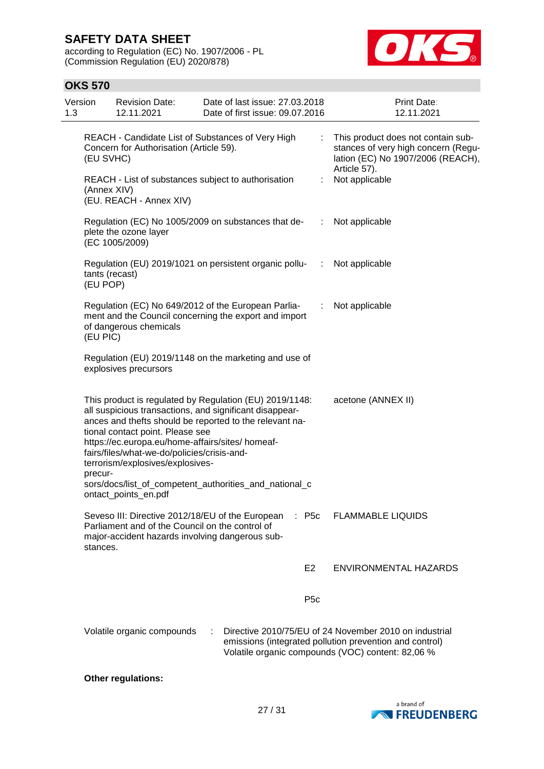| | | |
|---|---|---|
| REACH - Candidate List of Substances of Very High Concern for Authorisation (Article 59). (EU SVHC) | : | This product does not contain substances of very high concern (Regulation (EC) No 1907/2006 (REACH), Article 57). |
| REACH - List of substances subject to authorisation (Annex XIV) (EU. REACH - Annex XIV) | : | Not applicable |
| Regulation (EC) No 1005/2009 on substances that deplete the ozone layer (EC 1005/2009) | : | Not applicable |
| Regulation (EU) 2019/1021 on persistent organic pollutants (recast) (EU POP) | : | Not applicable |
| Regulation (EC) No 649/2012 of the European Parliament and the Council concerning the export and import of dangerous chemicals (EU PIC) | : | Not applicable |
| Regulation (EU) 2019/1148 on the marketing and use of explosives precursors | | |
| This product is regulated by Regulation (EU) 2019/1148: all suspicious transactions, and significant disappearances and thefts should be reported to the relevant national contact point. Please see https://ec.europa.eu/home-affairs/sites/ homeaffairs/files/what-we-do/policies/crisis-and-terrorism/explosives/explosives-precursors/docs/list_of_competent_authorities_and_national_contact_points_en.pdf | | acetone (ANNEX II) |

| | | |
|---|---|---|
| Seveso III: Directive 2012/18/EU of the European Parliament and of the Council on the control of major-accident hazards involving dangerous substances. | : P5c | FLAMMABLE LIQUIDS |
| | E2 | ENVIRONMENTAL HAZARDS |
| | P5c | |

Volatile organic compounds : Directive 2010/75/EU of 24 November 2010 on industrial emissions (integrated pollution prevention and control)
Volatile organic compounds (VOC) content: 82,06 %

**Other regulations:**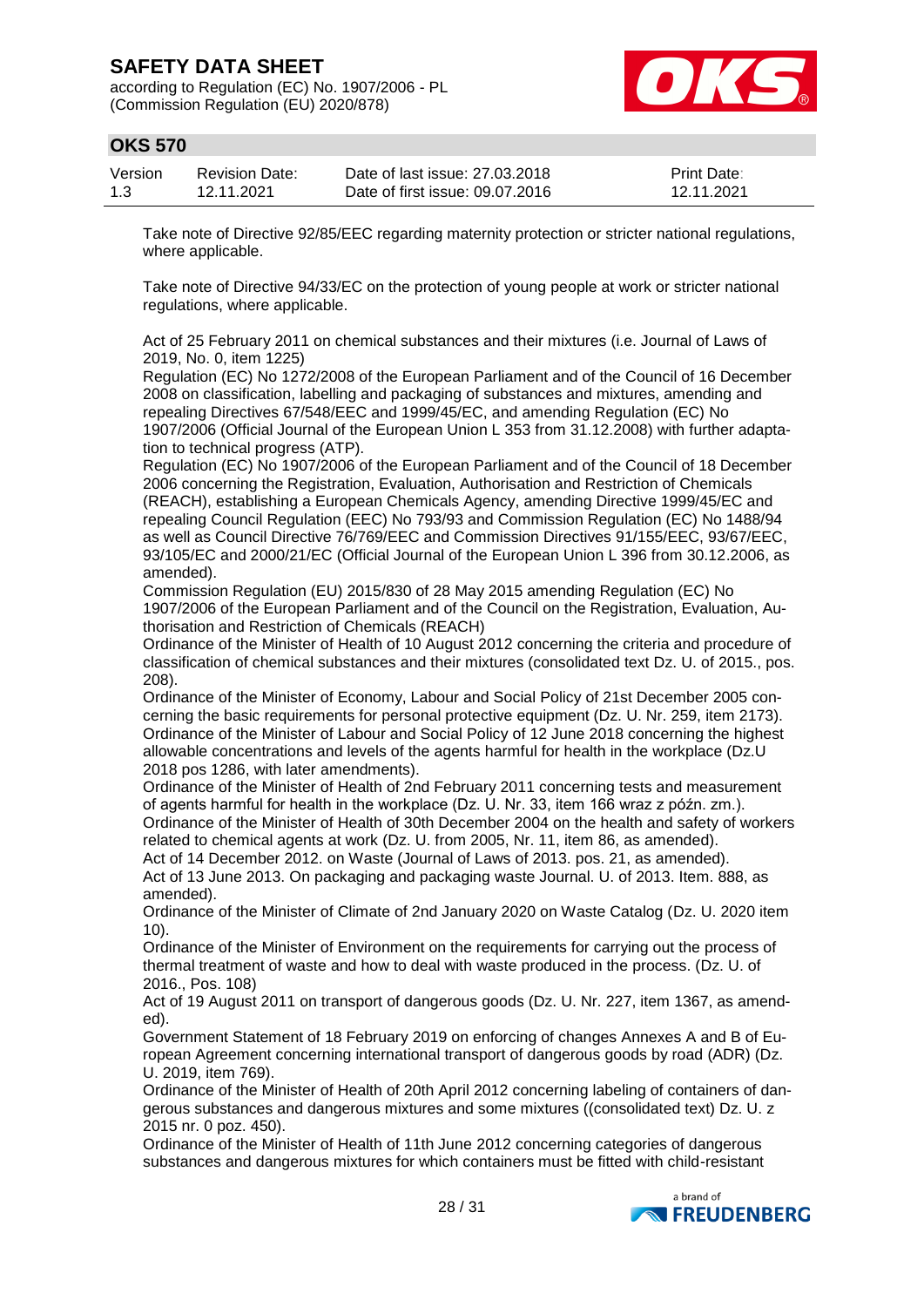Take note of Directive 92/85/EEC regarding maternity protection or stricter national regulations, where applicable.

Take note of Directive 94/33/EC on the protection of young people at work or stricter national regulations, where applicable.

Act of 25 February 2011 on chemical substances and their mixtures (i.e. Journal of Laws of 2019, No. 0, item 1225)
Regulation (EC) No 1272/2008 of the European Parliament and of the Council of 16 December 2008 on classification, labelling and packaging of substances and mixtures, amending and repealing Directives 67/548/EEC and 1999/45/EC, and amending Regulation (EC) No 1907/2006 (Official Journal of the European Union L 353 from 31.12.2008) with further adaptation to technical progress (ATP).
Regulation (EC) No 1907/2006 of the European Parliament and of the Council of 18 December 2006 concerning the Registration, Evaluation, Authorisation and Restriction of Chemicals (REACH), establishing a European Chemicals Agency, amending Directive 1999/45/EC and repealing Council Regulation (EEC) No 793/93 and Commission Regulation (EC) No 1488/94 as well as Council Directive 76/769/EEC and Commission Directives 91/155/EEC, 93/67/EEC, 93/105/EC and 2000/21/EC (Official Journal of the European Union L 396 from 30.12.2006, as amended).
Commission Regulation (EU) 2015/830 of 28 May 2015 amending Regulation (EC) No 1907/2006 of the European Parliament and of the Council on the Registration, Evaluation, Authorisation and Restriction of Chemicals (REACH)
Ordinance of the Minister of Health of 10 August 2012 concerning the criteria and procedure of classification of chemical substances and their mixtures (consolidated text Dz. U. of 2015., pos. 208).
Ordinance of the Minister of Economy, Labour and Social Policy of 21st December 2005 concerning the basic requirements for personal protective equipment (Dz. U. Nr. 259, item 2173).
Ordinance of the Minister of Labour and Social Policy of 12 June 2018 concerning the highest allowable concentrations and levels of the agents harmful for health in the workplace (Dz.U 2018 pos 1286, with later amendments).
Ordinance of the Minister of Health of 2nd February 2011 concerning tests and measurement of agents harmful for health in the workplace (Dz. U. Nr. 33, item 166 wraz z późn. zm.).
Ordinance of the Minister of Health of 30th December 2004 on the health and safety of workers related to chemical agents at work (Dz. U. from 2005, Nr. 11, item 86, as amended).
Act of 14 December 2012. on Waste (Journal of Laws of 2013. pos. 21, as amended).
Act of 13 June 2013. On packaging and packaging waste Journal. U. of 2013. Item. 888, as amended).
Ordinance of the Minister of Climate of 2nd January 2020 on Waste Catalog (Dz. U. 2020 item 10).
Ordinance of the Minister of Environment on the requirements for carrying out the process of thermal treatment of waste and how to deal with waste produced in the process. (Dz. U. of 2016., Pos. 108)
Act of 19 August 2011 on transport of dangerous goods (Dz. U. Nr. 227, item 1367, as amended).
Government Statement of 18 February 2019 on enforcing of changes Annexes A and B of European Agreement concerning international transport of dangerous goods by road (ADR) (Dz. U. 2019, item 769).
Ordinance of the Minister of Health of 20th April 2012 concerning labeling of containers of dangerous substances and dangerous mixtures and some mixtures ((consolidated text) Dz. U. z 2015 nr. 0 poz. 450).
Ordinance of the Minister of Health of 11th June 2012 concerning categories of dangerous substances and dangerous mixtures for which containers must be fitted with child-resistant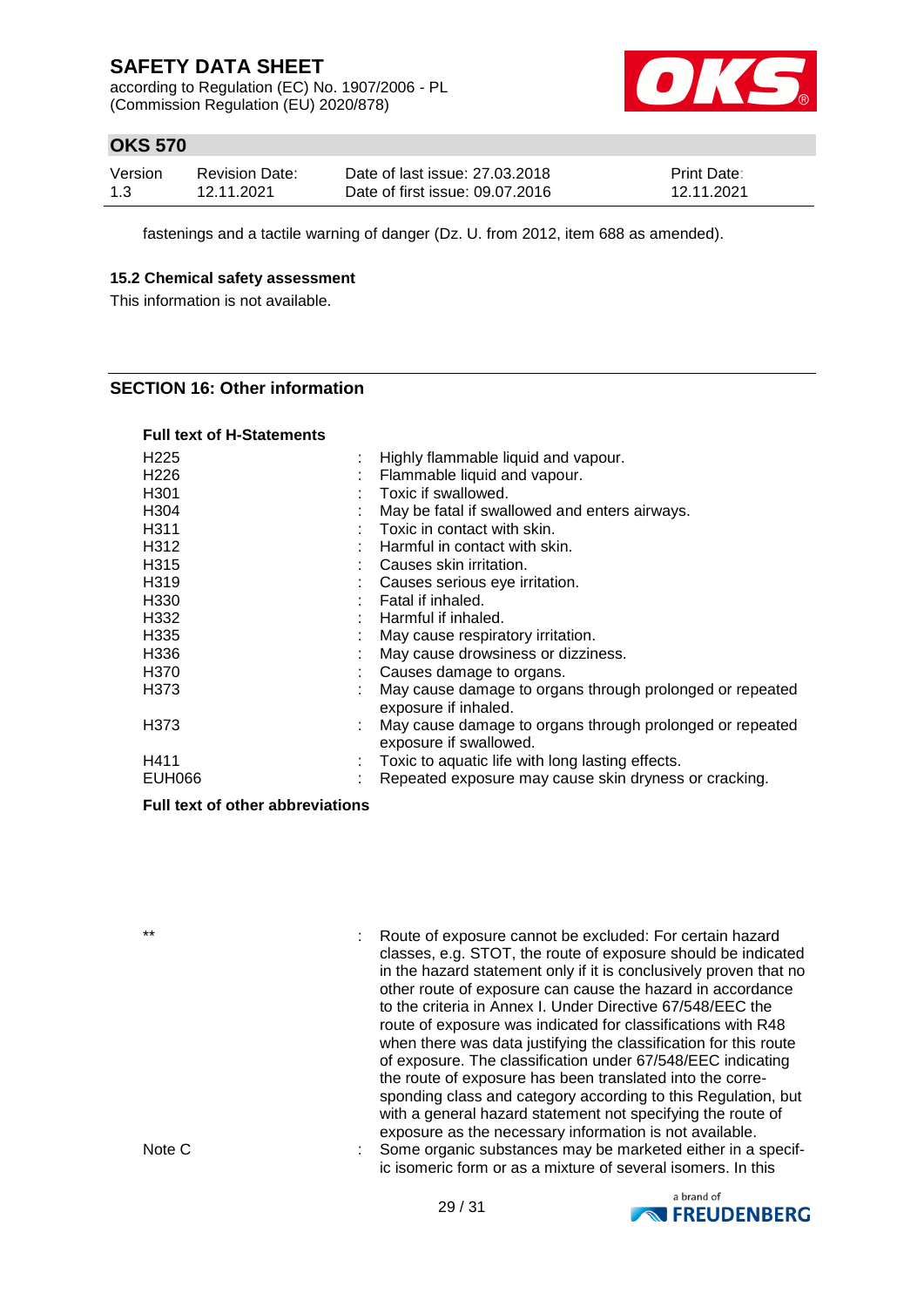fastenings and a tactile warning of danger (Dz. U. from 2012, item 688 as amended).

### 15.2 Chemical safety assessment

This information is not available.

## SECTION 16: Other information

**Full text of H-Statements**

| | |
|---|---|
| H225 | : Highly flammable liquid and vapour. |
| H226 | : Flammable liquid and vapour. |
| H301 | : Toxic if swallowed. |
| H304 | : May be fatal if swallowed and enters airways. |
| H311 | : Toxic in contact with skin. |
| H312 | : Harmful in contact with skin. |
| H315 | : Causes skin irritation. |
| H319 | : Causes serious eye irritation. |
| H330 | : Fatal if inhaled. |
| H332 | : Harmful if inhaled. |
| H335 | : May cause respiratory irritation. |
| H336 | : May cause drowsiness or dizziness. |
| H370 | : Causes damage to organs. |
| H373 | : May cause damage to organs through prolonged or repeated exposure if inhaled. |
| H373 | : May cause damage to organs through prolonged or repeated exposure if swallowed. |
| H411 | : Toxic to aquatic life with long lasting effects. |
| EUH066 | : Repeated exposure may cause skin dryness or cracking. |

**Full text of other abbreviations**

| | |
|---|---|
| ** | : Route of exposure cannot be excluded: For certain hazard classes, e.g. STOT, the route of exposure should be indicated in the hazard statement only if it is conclusively proven that no other route of exposure can cause the hazard in accordance to the criteria in Annex I. Under Directive 67/548/EEC the route of exposure was indicated for classifications with R48 when there was data justifying the classification for this route of exposure. The classification under 67/548/EEC indicating the route of exposure has been translated into the corresponding class and category according to this Regulation, but with a general hazard statement not specifying the route of exposure as the necessary information is not available. |
| Note C | : Some organic substances may be marketed either in a specific isomeric form or as a mixture of several isomers. In this |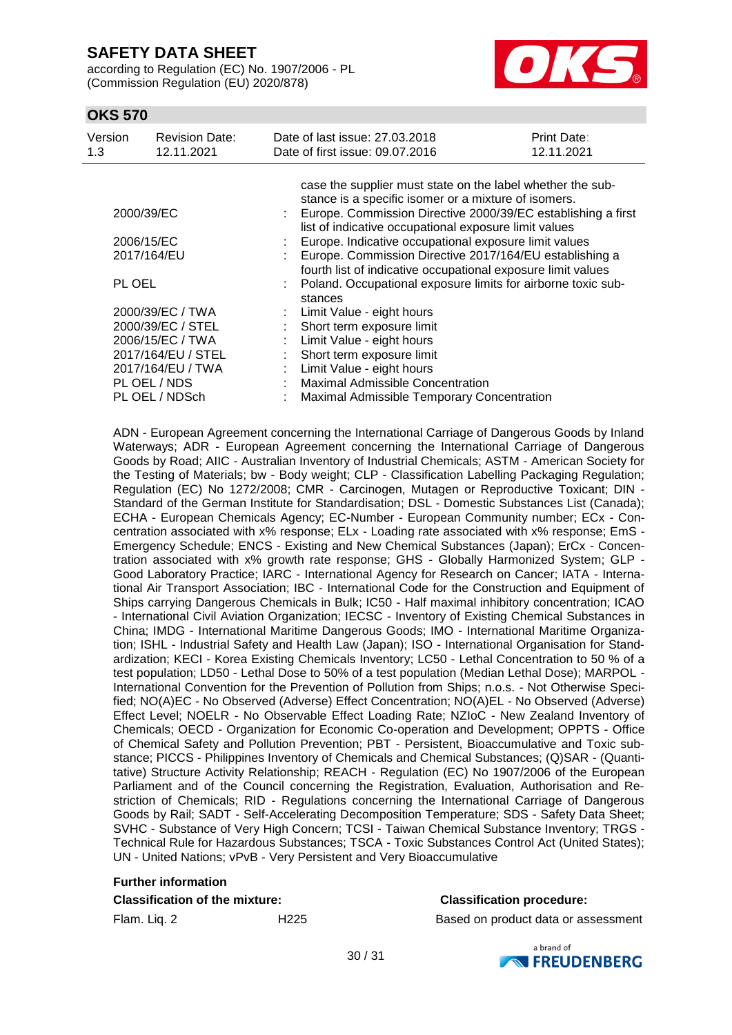case the supplier must state on the label whether the substance is a specific isomer or a mixture of isomers.

| | | |
|---|---|---|
| 2000/39/EC | : | Europe. Commission Directive 2000/39/EC establishing a first list of indicative occupational exposure limit values |
| 2006/15/EC | : | Europe. Indicative occupational exposure limit values |
| 2017/164/EU | : | Europe. Commission Directive 2017/164/EU establishing a fourth list of indicative occupational exposure limit values |
| PL OEL | : | Poland. Occupational exposure limits for airborne toxic substances |
| 2000/39/EC / TWA | : | Limit Value - eight hours |
| 2000/39/EC / STEL | : | Short term exposure limit |
| 2006/15/EC / TWA | : | Limit Value - eight hours |
| 2017/164/EU / STEL | : | Short term exposure limit |
| 2017/164/EU / TWA | : | Limit Value - eight hours |
| PL OEL / NDS | : | Maximal Admissible Concentration |
| PL OEL / NDSch | : | Maximal Admissible Temporary Concentration |

ADN - European Agreement concerning the International Carriage of Dangerous Goods by Inland Waterways; ADR - European Agreement concerning the International Carriage of Dangerous Goods by Road; AIIC - Australian Inventory of Industrial Chemicals; ASTM - American Society for the Testing of Materials; bw - Body weight; CLP - Classification Labelling Packaging Regulation; Regulation (EC) No 1272/2008; CMR - Carcinogen, Mutagen or Reproductive Toxicant; DIN - Standard of the German Institute for Standardisation; DSL - Domestic Substances List (Canada); ECHA - European Chemicals Agency; EC-Number - European Community number; ECx - Concentration associated with x% response; ELx - Loading rate associated with x% response; EmS - Emergency Schedule; ENCS - Existing and New Chemical Substances (Japan); ErCx - Concentration associated with x% growth rate response; GHS - Globally Harmonized System; GLP - Good Laboratory Practice; IARC - International Agency for Research on Cancer; IATA - International Air Transport Association; IBC - International Code for the Construction and Equipment of Ships carrying Dangerous Chemicals in Bulk; IC50 - Half maximal inhibitory concentration; ICAO - International Civil Aviation Organization; IECSC - Inventory of Existing Chemical Substances in China; IMDG - International Maritime Dangerous Goods; IMO - International Maritime Organization; ISHL - Industrial Safety and Health Law (Japan); ISO - International Organisation for Standardization; KECI - Korea Existing Chemicals Inventory; LC50 - Lethal Concentration to 50 % of a test population; LD50 - Lethal Dose to 50% of a test population (Median Lethal Dose); MARPOL - International Convention for the Prevention of Pollution from Ships; n.o.s. - Not Otherwise Specified; NO(A)EC - No Observed (Adverse) Effect Concentration; NO(A)EL - No Observed (Adverse) Effect Level; NOELR - No Observable Effect Loading Rate; NZIoC - New Zealand Inventory of Chemicals; OECD - Organization for Economic Co-operation and Development; OPPTS - Office of Chemical Safety and Pollution Prevention; PBT - Persistent, Bioaccumulative and Toxic substance; PICCS - Philippines Inventory of Chemicals and Chemical Substances; (Q)SAR - (Quantitative) Structure Activity Relationship; REACH - Regulation (EC) No 1907/2006 of the European Parliament and of the Council concerning the Registration, Evaluation, Authorisation and Restriction of Chemicals; RID - Regulations concerning the International Carriage of Dangerous Goods by Rail; SADT - Self-Accelerating Decomposition Temperature; SDS - Safety Data Sheet; SVHC - Substance of Very High Concern; TCSI - Taiwan Chemical Substance Inventory; TRGS - Technical Rule for Hazardous Substances; TSCA - Toxic Substances Control Act (United States); UN - United Nations; vPvB - Very Persistent and Very Bioaccumulative

**Further information**

| **Classification of the mixture:** | | **Classification procedure:** |
|---|---|---|
| Flam. Liq. 2 | H225 | Based on product data or assessment |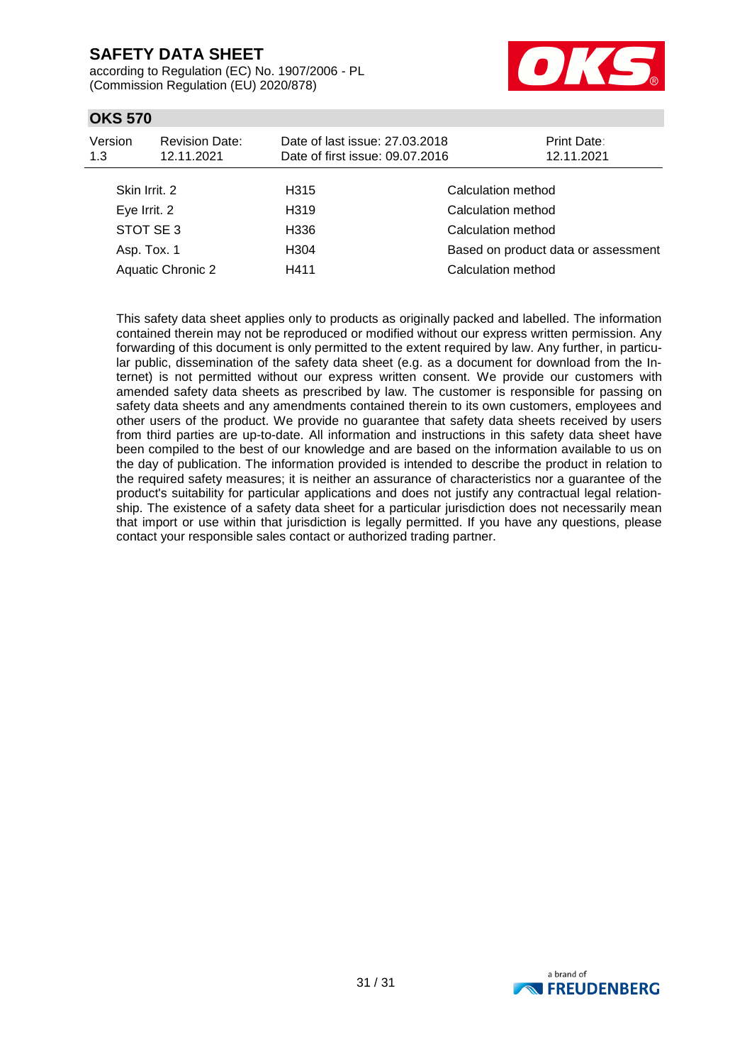| | | |
|---|---|---|
| Skin Irrit. 2 | H315 | Calculation method |
| Eye Irrit. 2 | H319 | Calculation method |
| STOT SE 3 | H336 | Calculation method |
| Asp. Tox. 1 | H304 | Based on product data or assessment |
| Aquatic Chronic 2 | H411 | Calculation method |

This safety data sheet applies only to products as originally packed and labelled. The information contained therein may not be reproduced or modified without our express written permission. Any forwarding of this document is only permitted to the extent required by law. Any further, in particular public, dissemination of the safety data sheet (e.g. as a document for download from the Internet) is not permitted without our express written consent. We provide our customers with amended safety data sheets as prescribed by law. The customer is responsible for passing on safety data sheets and any amendments contained therein to its own customers, employees and other users of the product. We provide no guarantee that safety data sheets received by users from third parties are up-to-date. All information and instructions in this safety data sheet have been compiled to the best of our knowledge and are based on the information available to us on the day of publication. The information provided is intended to describe the product in relation to the required safety measures; it is neither an assurance of characteristics nor a guarantee of the product's suitability for particular applications and does not justify any contractual legal relationship. The existence of a safety data sheet for a particular jurisdiction does not necessarily mean that import or use within that jurisdiction is legally permitted. If you have any questions, please contact your responsible sales contact or authorized trading partner.